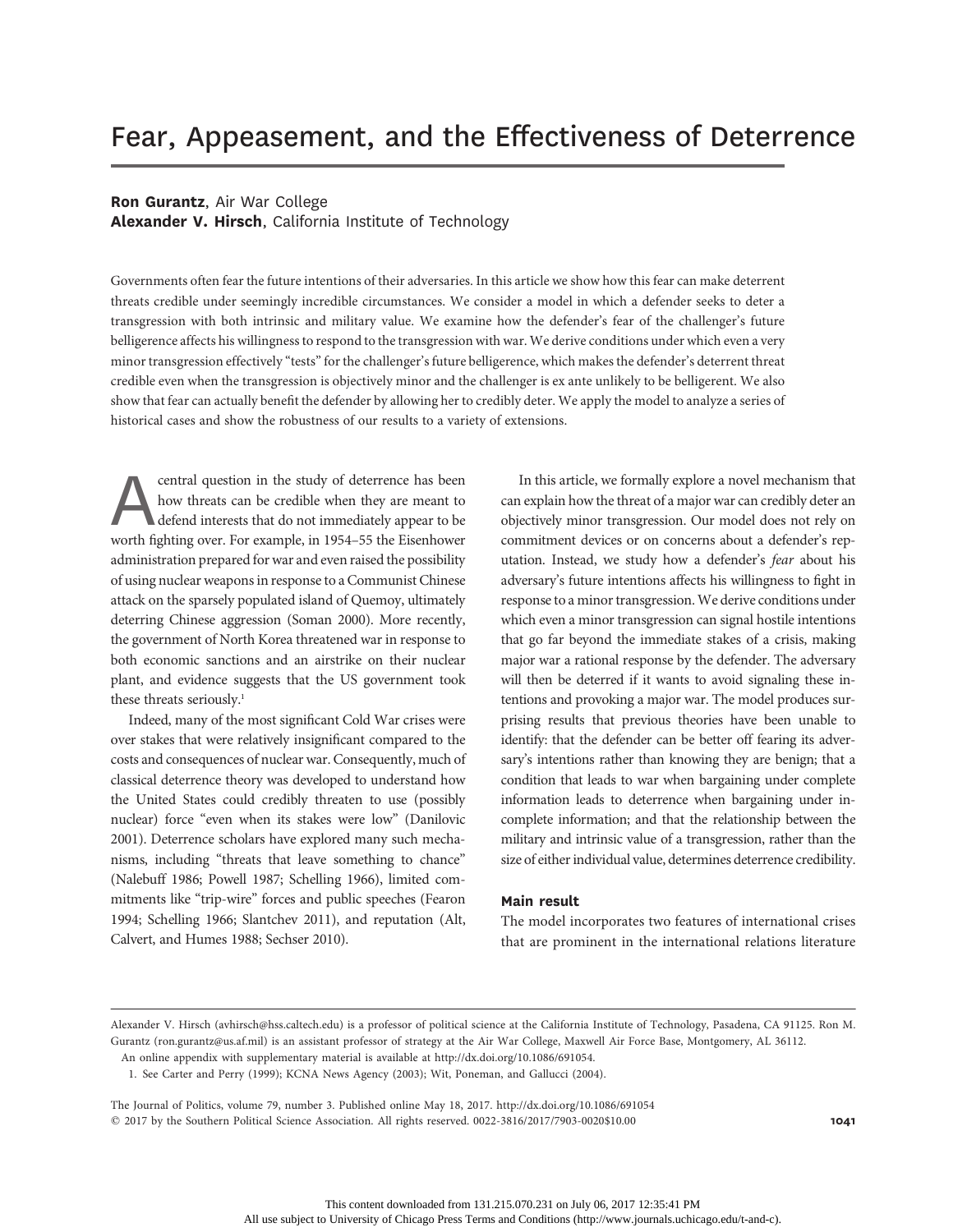# Fear, Appeasement, and the Effectiveness of Deterrence

**Ron Gurantz**, Air War College
**Alexander V. Hirsch**, California Institute of Technology

Governments often fear the future intentions of their adversaries. In this article we show how this fear can make deterrent threats credible under seemingly incredible circumstances. We consider a model in which a defender seeks to deter a transgression with both intrinsic and military value. We examine how the defender's fear of the challenger's future belligerence affects his willingness to respond to the transgression with war. We derive conditions under which even a very minor transgression effectively "tests" for the challenger's future belligerence, which makes the defender's deterrent threat credible even when the transgression is objectively minor and the challenger is ex ante unlikely to be belligerent. We also show that fear can actually benefit the defender by allowing her to credibly deter. We apply the model to analyze a series of historical cases and show the robustness of our results to a variety of extensions.

A central question in the study of deterrence has been how threats can be credible when they are meant to defend interests that do not immediately appear to be worth fighting over. For example, in 1954–55 the Eisenhower administration prepared for war and even raised the possibility of using nuclear weapons in response to a Communist Chinese attack on the sparsely populated island of Quemoy, ultimately deterring Chinese aggression (Soman 2000). More recently, the government of North Korea threatened war in response to both economic sanctions and an airstrike on their nuclear plant, and evidence suggests that the US government took these threats seriously.[1]

Indeed, many of the most significant Cold War crises were over stakes that were relatively insignificant compared to the costs and consequences of nuclear war. Consequently, much of classical deterrence theory was developed to understand how the United States could credibly threaten to use (possibly nuclear) force "even when its stakes were low" (Danilovic 2001). Deterrence scholars have explored many such mechanisms, including "threats that leave something to chance" (Nalebuff 1986; Powell 1987; Schelling 1966), limited commitments like "trip-wire" forces and public speeches (Fearon 1994; Schelling 1966; Slantchev 2011), and reputation (Alt, Calvert, and Humes 1988; Sechser 2010).

In this article, we formally explore a novel mechanism that can explain how the threat of a major war can credibly deter an objectively minor transgression. Our model does not rely on commitment devices or on concerns about a defender's reputation. Instead, we study how a defender's *fear* about his adversary's future intentions affects his willingness to fight in response to a minor transgression. We derive conditions under which even a minor transgression can signal hostile intentions that go far beyond the immediate stakes of a crisis, making major war a rational response by the defender. The adversary will then be deterred if it wants to avoid signaling these intentions and provoking a major war. The model produces surprising results that previous theories have been unable to identify: that the defender can be better off fearing its adversary's intentions rather than knowing they are benign; that a condition that leads to war when bargaining under complete information leads to deterrence when bargaining under incomplete information; and that the relationship between the military and intrinsic value of a transgression, rather than the size of either individual value, determines deterrence credibility.

### Main result

The model incorporates two features of international crises that are prominent in the international relations literature

Alexander V. Hirsch (avhirsch@hss.caltech.edu) is a professor of political science at the California Institute of Technology, Pasadena, CA 91125. Ron M. Gurantz (ron.gurantz@us.af.mil) is an assistant professor of strategy at the Air War College, Maxwell Air Force Base, Montgomery, AL 36112.

An online appendix with supplementary material is available at http://dx.doi.org/10.1086/691054.

1. See Carter and Perry (1999); KCNA News Agency (2003); Wit, Poneman, and Gallucci (2004).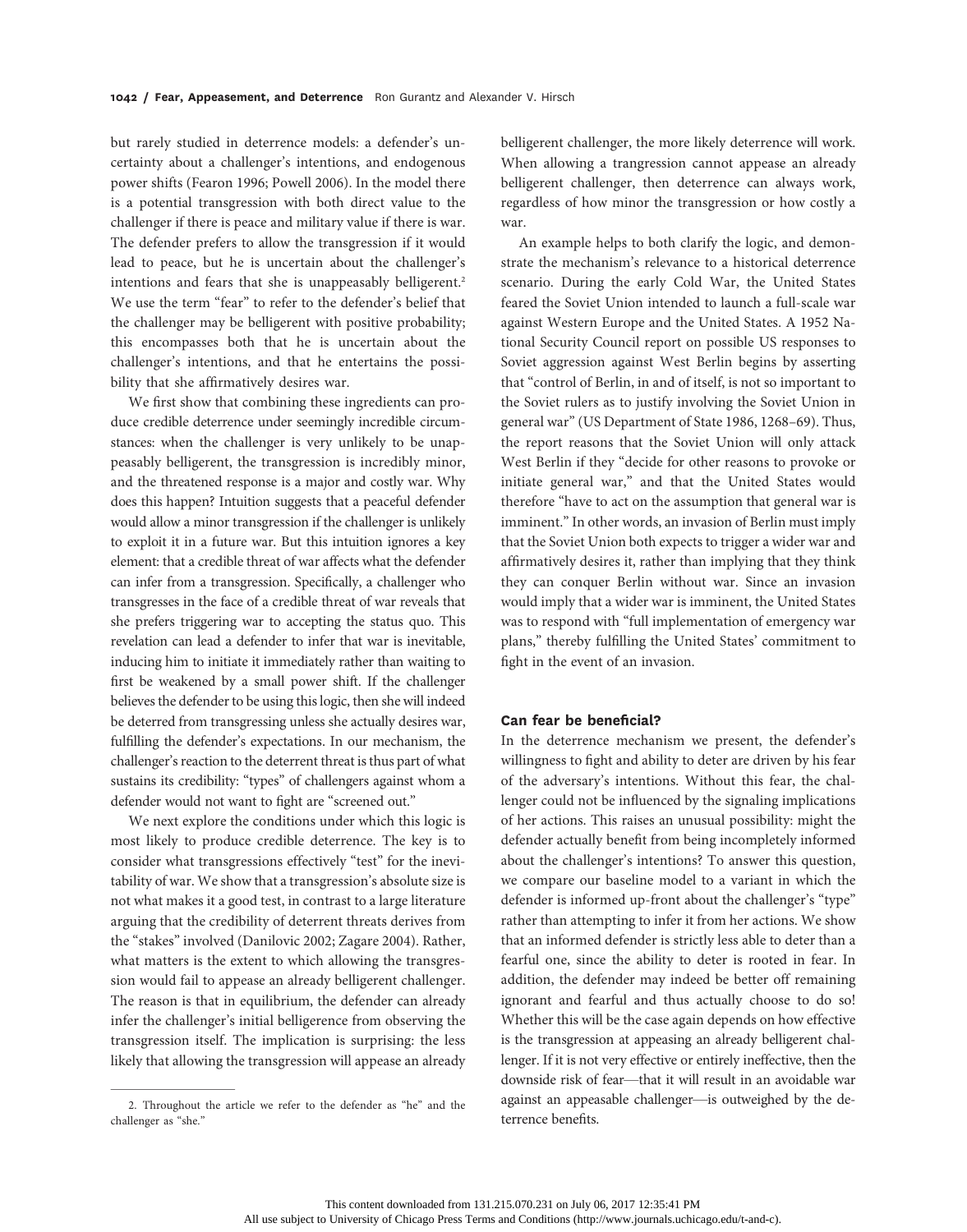but rarely studied in deterrence models: a defender's uncertainty about a challenger's intentions, and endogenous power shifts (Fearon 1996; Powell 2006). In the model there is a potential transgression with both direct value to the challenger if there is peace and military value if there is war. The defender prefers to allow the transgression if it would lead to peace, but he is uncertain about the challenger's intentions and fears that she is unappeasably belligerent.[2] We use the term "fear" to refer to the defender's belief that the challenger may be belligerent with positive probability; this encompasses both that he is uncertain about the challenger's intentions, and that he entertains the possibility that she affirmatively desires war.

We first show that combining these ingredients can produce credible deterrence under seemingly incredible circumstances: when the challenger is very unlikely to be unappeasably belligerent, the transgression is incredibly minor, and the threatened response is a major and costly war. Why does this happen? Intuition suggests that a peaceful defender would allow a minor transgression if the challenger is unlikely to exploit it in a future war. But this intuition ignores a key element: that a credible threat of war affects what the defender can infer from a transgression. Specifically, a challenger who transgresses in the face of a credible threat of war reveals that she prefers triggering war to accepting the status quo. This revelation can lead a defender to infer that war is inevitable, inducing him to initiate it immediately rather than waiting to first be weakened by a small power shift. If the challenger believes the defender to be using this logic, then she will indeed be deterred from transgressing unless she actually desires war, fulfilling the defender's expectations. In our mechanism, the challenger's reaction to the deterrent threat is thus part of what sustains its credibility: "types" of challengers against whom a defender would not want to fight are "screened out."

We next explore the conditions under which this logic is most likely to produce credible deterrence. The key is to consider what transgressions effectively "test" for the inevitability of war. We show that a transgression's absolute size is not what makes it a good test, in contrast to a large literature arguing that the credibility of deterrent threats derives from the "stakes" involved (Danilovic 2002; Zagare 2004). Rather, what matters is the extent to which allowing the transgression would fail to appease an already belligerent challenger. The reason is that in equilibrium, the defender can already infer the challenger's initial belligerence from observing the transgression itself. The implication is surprising: the less likely that allowing the transgression will appease an already belligerent challenger, the more likely deterrence will work. When allowing a trangression cannot appease an already belligerent challenger, then deterrence can always work, regardless of how minor the transgression or how costly a war.

An example helps to both clarify the logic, and demonstrate the mechanism's relevance to a historical deterrence scenario. During the early Cold War, the United States feared the Soviet Union intended to launch a full-scale war against Western Europe and the United States. A 1952 National Security Council report on possible US responses to Soviet aggression against West Berlin begins by asserting that "control of Berlin, in and of itself, is not so important to the Soviet rulers as to justify involving the Soviet Union in general war" (US Department of State 1986, 1268–69). Thus, the report reasons that the Soviet Union will only attack West Berlin if they "decide for other reasons to provoke or initiate general war," and that the United States would therefore "have to act on the assumption that general war is imminent." In other words, an invasion of Berlin must imply that the Soviet Union both expects to trigger a wider war and affirmatively desires it, rather than implying that they think they can conquer Berlin without war. Since an invasion would imply that a wider war is imminent, the United States was to respond with "full implementation of emergency war plans," thereby fulfilling the United States' commitment to fight in the event of an invasion.

### Can fear be beneficial?

In the deterrence mechanism we present, the defender's willingness to fight and ability to deter are driven by his fear of the adversary's intentions. Without this fear, the challenger could not be influenced by the signaling implications of her actions. This raises an unusual possibility: might the defender actually benefit from being incompletely informed about the challenger's intentions? To answer this question, we compare our baseline model to a variant in which the defender is informed up-front about the challenger's "type" rather than attempting to infer it from her actions. We show that an informed defender is strictly less able to deter than a fearful one, since the ability to deter is rooted in fear. In addition, the defender may indeed be better off remaining ignorant and fearful and thus actually choose to do so! Whether this will be the case again depends on how effective is the transgression at appeasing an already belligerent challenger. If it is not very effective or entirely ineffective, then the downside risk of fear—that it will result in an avoidable war against an appeasable challenger—is outweighed by the deterrence benefits.

2. Throughout the article we refer to the defender as "he" and the challenger as "she."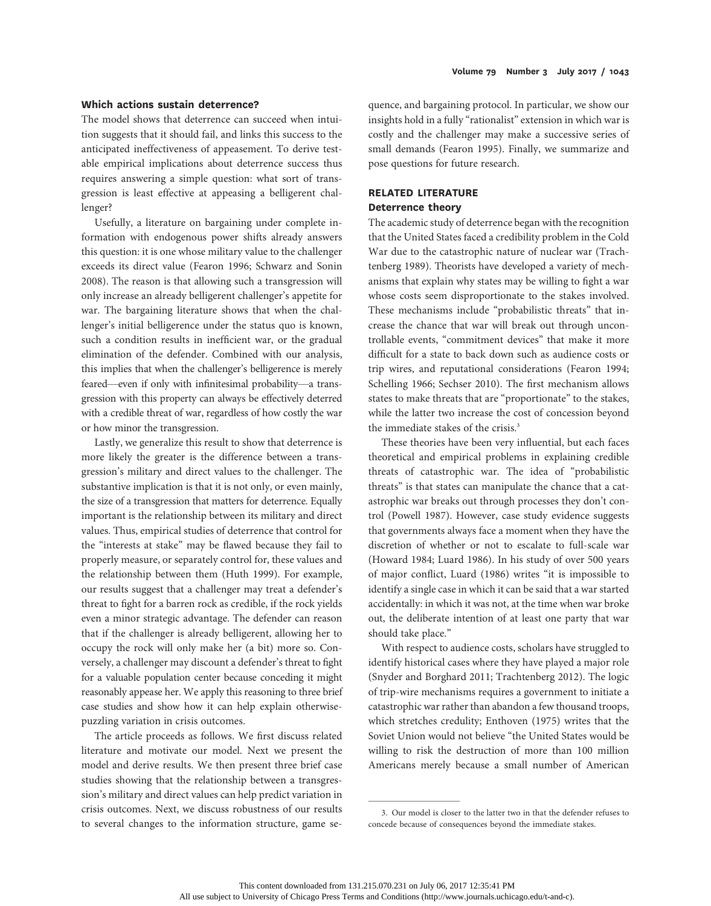### Which actions sustain deterrence?

The model shows that deterrence can succeed when intuition suggests that it should fail, and links this success to the anticipated ineffectiveness of appeasement. To derive testable empirical implications about deterrence success thus requires answering a simple question: what sort of transgression is least effective at appeasing a belligerent challenger?

Usefully, a literature on bargaining under complete information with endogenous power shifts already answers this question: it is one whose military value to the challenger exceeds its direct value (Fearon 1996; Schwarz and Sonin 2008). The reason is that allowing such a transgression will only increase an already belligerent challenger's appetite for war. The bargaining literature shows that when the challenger's initial belligerence under the status quo is known, such a condition results in inefficient war, or the gradual elimination of the defender. Combined with our analysis, this implies that when the challenger's belligerence is merely feared—even if only with infinitesimal probability—a transgression with this property can always be effectively deterred with a credible threat of war, regardless of how costly the war or how minor the transgression.

Lastly, we generalize this result to show that deterrence is more likely the greater is the difference between a transgression's military and direct values to the challenger. The substantive implication is that it is not only, or even mainly, the size of a transgression that matters for deterrence. Equally important is the relationship between its military and direct values. Thus, empirical studies of deterrence that control for the "interests at stake" may be flawed because they fail to properly measure, or separately control for, these values and the relationship between them (Huth 1999). For example, our results suggest that a challenger may treat a defender's threat to fight for a barren rock as credible, if the rock yields even a minor strategic advantage. The defender can reason that if the challenger is already belligerent, allowing her to occupy the rock will only make her (a bit) more so. Conversely, a challenger may discount a defender's threat to fight for a valuable population center because conceding it might reasonably appease her. We apply this reasoning to three brief case studies and show how it can help explain otherwise-puzzling variation in crisis outcomes.

The article proceeds as follows. We first discuss related literature and motivate our model. Next we present the model and derive results. We then present three brief case studies showing that the relationship between a transgression's military and direct values can help predict variation in crisis outcomes. Next, we discuss robustness of our results to several changes to the information structure, game sequence, and bargaining protocol. In particular, we show our insights hold in a fully "rationalist" extension in which war is costly and the challenger may make a successive series of small demands (Fearon 1995). Finally, we summarize and pose questions for future research.

## RELATED LITERATURE

### Deterrence theory

The academic study of deterrence began with the recognition that the United States faced a credibility problem in the Cold War due to the catastrophic nature of nuclear war (Trachtenberg 1989). Theorists have developed a variety of mechanisms that explain why states may be willing to fight a war whose costs seem disproportionate to the stakes involved. These mechanisms include "probabilistic threats" that increase the chance that war will break out through uncontrollable events, "commitment devices" that make it more difficult for a state to back down such as audience costs or trip wires, and reputational considerations (Fearon 1994; Schelling 1966; Sechser 2010). The first mechanism allows states to make threats that are "proportionate" to the stakes, while the latter two increase the cost of concession beyond the immediate stakes of the crisis.[3]

These theories have been very influential, but each faces theoretical and empirical problems in explaining credible threats of catastrophic war. The idea of "probabilistic threats" is that states can manipulate the chance that a catastrophic war breaks out through processes they don't control (Powell 1987). However, case study evidence suggests that governments always face a moment when they have the discretion of whether or not to escalate to full-scale war (Howard 1984; Luard 1986). In his study of over 500 years of major conflict, Luard (1986) writes "it is impossible to identify a single case in which it can be said that a war started accidentally: in which it was not, at the time when war broke out, the deliberate intention of at least one party that war should take place."

With respect to audience costs, scholars have struggled to identify historical cases where they have played a major role (Snyder and Borghard 2011; Trachtenberg 2012). The logic of trip-wire mechanisms requires a government to initiate a catastrophic war rather than abandon a few thousand troops, which stretches credulity; Enthoven (1975) writes that the Soviet Union would not believe "the United States would be willing to risk the destruction of more than 100 million Americans merely because a small number of American

3. Our model is closer to the latter two in that the defender refuses to concede because of consequences beyond the immediate stakes.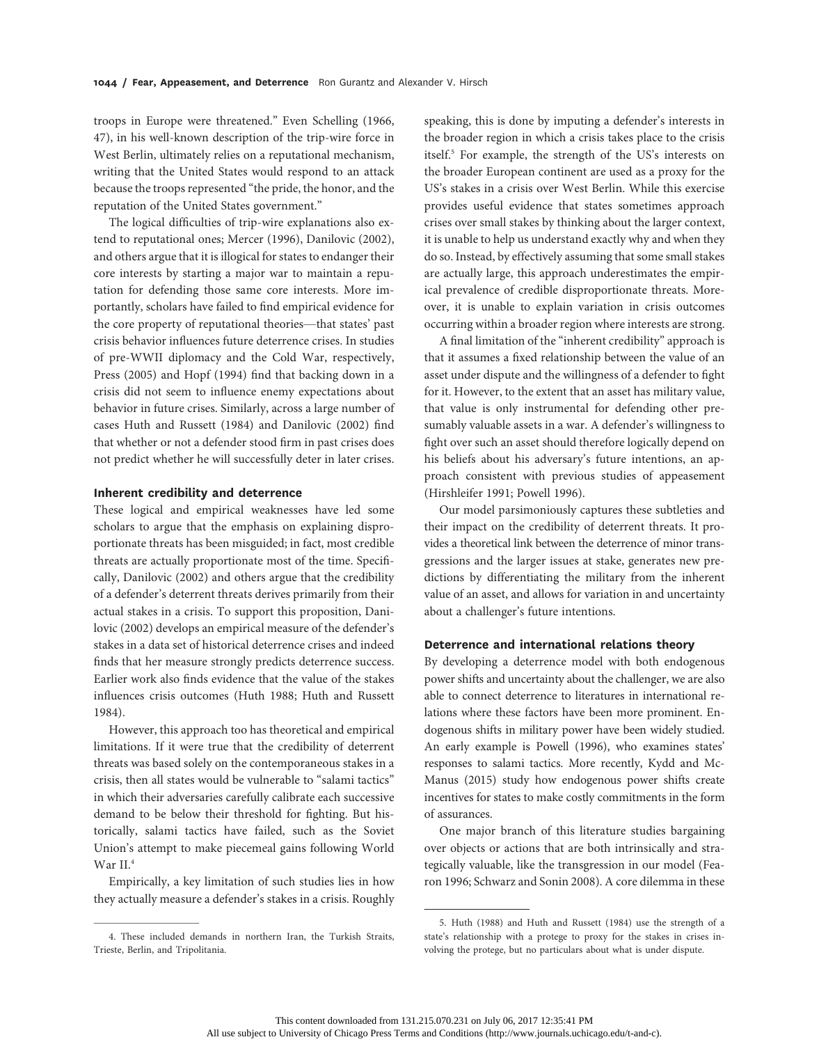troops in Europe were threatened." Even Schelling (1966, 47), in his well-known description of the trip-wire force in West Berlin, ultimately relies on a reputational mechanism, writing that the United States would respond to an attack because the troops represented "the pride, the honor, and the reputation of the United States government."

The logical difficulties of trip-wire explanations also extend to reputational ones; Mercer (1996), Danilovic (2002), and others argue that it is illogical for states to endanger their core interests by starting a major war to maintain a reputation for defending those same core interests. More importantly, scholars have failed to find empirical evidence for the core property of reputational theories—that states' past crisis behavior influences future deterrence crises. In studies of pre-WWII diplomacy and the Cold War, respectively, Press (2005) and Hopf (1994) find that backing down in a crisis did not seem to influence enemy expectations about behavior in future crises. Similarly, across a large number of cases Huth and Russett (1984) and Danilovic (2002) find that whether or not a defender stood firm in past crises does not predict whether he will successfully deter in later crises.

### Inherent credibility and deterrence

These logical and empirical weaknesses have led some scholars to argue that the emphasis on explaining disproportionate threats has been misguided; in fact, most credible threats are actually proportionate most of the time. Specifically, Danilovic (2002) and others argue that the credibility of a defender's deterrent threats derives primarily from their actual stakes in a crisis. To support this proposition, Danilovic (2002) develops an empirical measure of the defender's stakes in a data set of historical deterrence crises and indeed finds that her measure strongly predicts deterrence success. Earlier work also finds evidence that the value of the stakes influences crisis outcomes (Huth 1988; Huth and Russett 1984).

However, this approach too has theoretical and empirical limitations. If it were true that the credibility of deterrent threats was based solely on the contemporaneous stakes in a crisis, then all states would be vulnerable to "salami tactics" in which their adversaries carefully calibrate each successive demand to be below their threshold for fighting. But historically, salami tactics have failed, such as the Soviet Union's attempt to make piecemeal gains following World War II.[4]

Empirically, a key limitation of such studies lies in how they actually measure a defender's stakes in a crisis. Roughly speaking, this is done by imputing a defender's interests in the broader region in which a crisis takes place to the crisis itself.[5] For example, the strength of the US's interests on the broader European continent are used as a proxy for the US's stakes in a crisis over West Berlin. While this exercise provides useful evidence that states sometimes approach crises over small stakes by thinking about the larger context, it is unable to help us understand exactly why and when they do so. Instead, by effectively assuming that some small stakes are actually large, this approach underestimates the empirical prevalence of credible disproportionate threats. Moreover, it is unable to explain variation in crisis outcomes occurring within a broader region where interests are strong.

A final limitation of the "inherent credibility" approach is that it assumes a fixed relationship between the value of an asset under dispute and the willingness of a defender to fight for it. However, to the extent that an asset has military value, that value is only instrumental for defending other presumably valuable assets in a war. A defender's willingness to fight over such an asset should therefore logically depend on his beliefs about his adversary's future intentions, an approach consistent with previous studies of appeasement (Hirshleifer 1991; Powell 1996).

Our model parsimoniously captures these subtleties and their impact on the credibility of deterrent threats. It provides a theoretical link between the deterrence of minor transgressions and the larger issues at stake, generates new predictions by differentiating the military from the inherent value of an asset, and allows for variation in and uncertainty about a challenger's future intentions.

### Deterrence and international relations theory

By developing a deterrence model with both endogenous power shifts and uncertainty about the challenger, we are also able to connect deterrence to literatures in international relations where these factors have been more prominent. Endogenous shifts in military power have been widely studied. An early example is Powell (1996), who examines states' responses to salami tactics. More recently, Kydd and McManus (2015) study how endogenous power shifts create incentives for states to make costly commitments in the form of assurances.

One major branch of this literature studies bargaining over objects or actions that are both intrinsically and strategically valuable, like the transgression in our model (Fearon 1996; Schwarz and Sonin 2008). A core dilemma in these

---

4. These included demands in northern Iran, the Turkish Straits, Trieste, Berlin, and Tripolitania.

5. Huth (1988) and Huth and Russett (1984) use the strength of a state's relationship with a protege to proxy for the stakes in crises involving the protege, but no particulars about what is under dispute.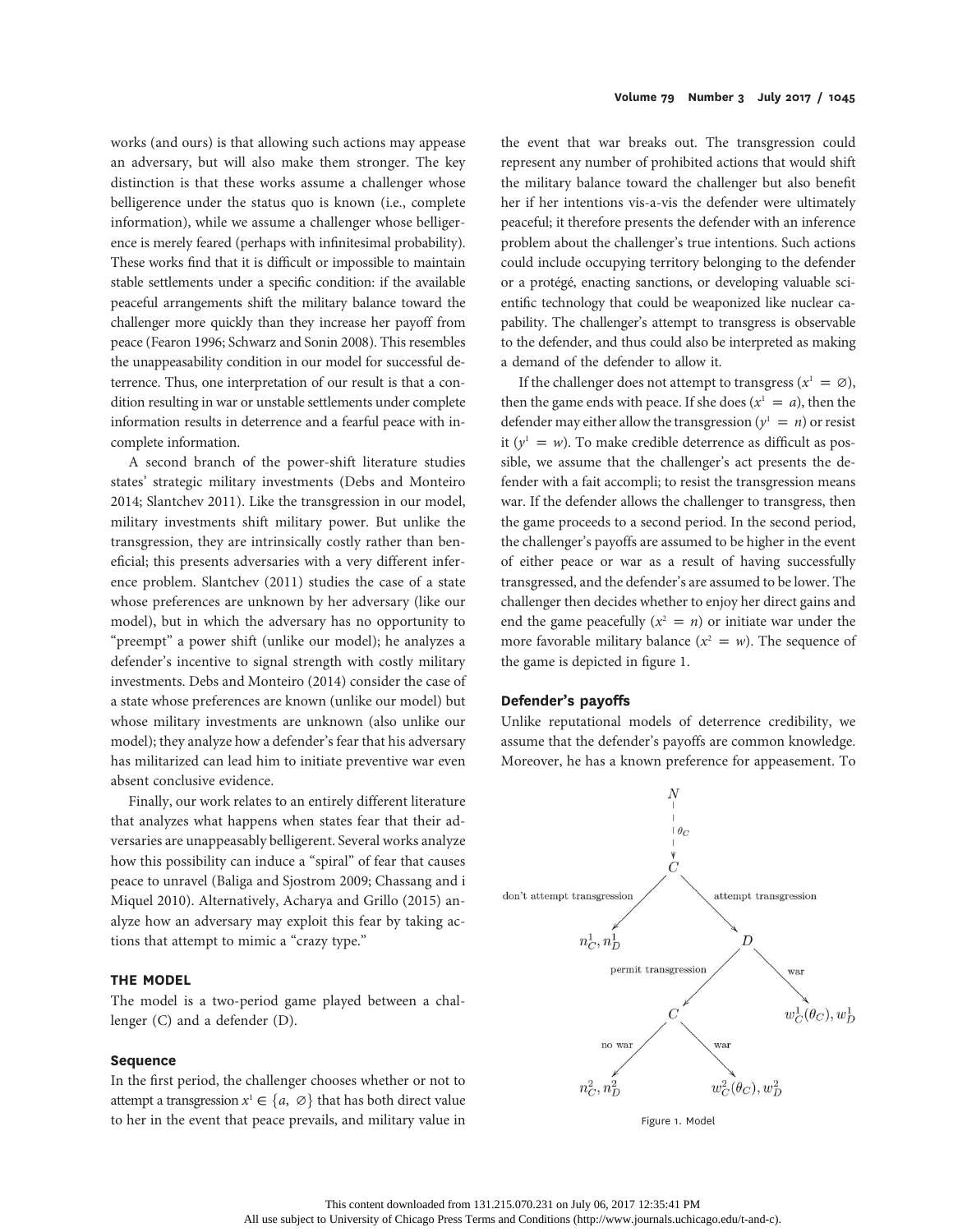works (and ours) is that allowing such actions may appease an adversary, but will also make them stronger. The key distinction is that these works assume a challenger whose belligerence under the status quo is known (i.e., complete information), while we assume a challenger whose belligerence is merely feared (perhaps with infinitesimal probability). These works find that it is difficult or impossible to maintain stable settlements under a specific condition: if the available peaceful arrangements shift the military balance toward the challenger more quickly than they increase her payoff from peace (Fearon 1996; Schwarz and Sonin 2008). This resembles the unappeasability condition in our model for successful deterrence. Thus, one interpretation of our result is that a condition resulting in war or unstable settlements under complete information results in deterrence and a fearful peace with incomplete information.

A second branch of the power-shift literature studies states' strategic military investments (Debs and Monteiro 2014; Slantchev 2011). Like the transgression in our model, military investments shift military power. But unlike the transgression, they are intrinsically costly rather than beneficial; this presents adversaries with a very different inference problem. Slantchev (2011) studies the case of a state whose preferences are unknown by her adversary (like our model), but in which the adversary has no opportunity to "preempt" a power shift (unlike our model); he analyzes a defender's incentive to signal strength with costly military investments. Debs and Monteiro (2014) consider the case of a state whose preferences are known (unlike our model) but whose military investments are unknown (also unlike our model); they analyze how a defender's fear that his adversary has militarized can lead him to initiate preventive war even absent conclusive evidence.

Finally, our work relates to an entirely different literature that analyzes what happens when states fear that their adversaries are unappeasably belligerent. Several works analyze how this possibility can induce a "spiral" of fear that causes peace to unravel (Baliga and Sjostrom 2009; Chassang and i Miquel 2010). Alternatively, Acharya and Grillo (2015) analyze how an adversary may exploit this fear by taking actions that attempt to mimic a "crazy type."

## THE MODEL

The model is a two-period game played between a challenger (C) and a defender (D).

### Sequence

In the first period, the challenger chooses whether or not to attempt a transgression $x^1 \in \{a, \varnothing\}$ that has both direct value to her in the event that peace prevails, and military value in the event that war breaks out. The transgression could represent any number of prohibited actions that would shift the military balance toward the challenger but also benefit her if her intentions vis-a-vis the defender were ultimately peaceful; it therefore presents the defender with an inference problem about the challenger's true intentions. Such actions could include occupying territory belonging to the defender or a protégé, enacting sanctions, or developing valuable scientific technology that could be weaponized like nuclear capability. The challenger's attempt to transgress is observable to the defender, and thus could also be interpreted as making a demand of the defender to allow it.

If the challenger does not attempt to transgress ($x^1 = \varnothing$), then the game ends with peace. If she does ($x^1 = a$), then the defender may either allow the transgression ($y^1 = n$) or resist it ($y^1 = w$). To make credible deterrence as difficult as possible, we assume that the challenger's act presents the defender with a fait accompli; to resist the transgression means war. If the defender allows the challenger to transgress, then the game proceeds to a second period. In the second period, the challenger's payoffs are assumed to be higher in the event of either peace or war as a result of having successfully transgressed, and the defender's are assumed to be lower. The challenger then decides whether to enjoy her direct gains and end the game peacefully ($x^2 = n$) or initiate war under the more favorable military balance ($x^2 = w$). The sequence of the game is depicted in figure 1.

### Defender's payoffs

Unlike reputational models of deterrence credibility, we assume that the defender's payoffs are common knowledge. Moreover, he has a known preference for appeasement. To

```
                    N
                    |
                    | θ_C
                    v
                    C
       don't attempt transgression / \ attempt transgression
                                  /   \
                 n¹_C, n¹_D            D
                      permit transgression / \ war
                                          /   \
                                         C     w¹_C(θ_C), w¹_D
                              no war    / \   war
                                       /   \
                           n²_C, n²_D       w²_C(θ_C), w²_D
```

Figure 1. Model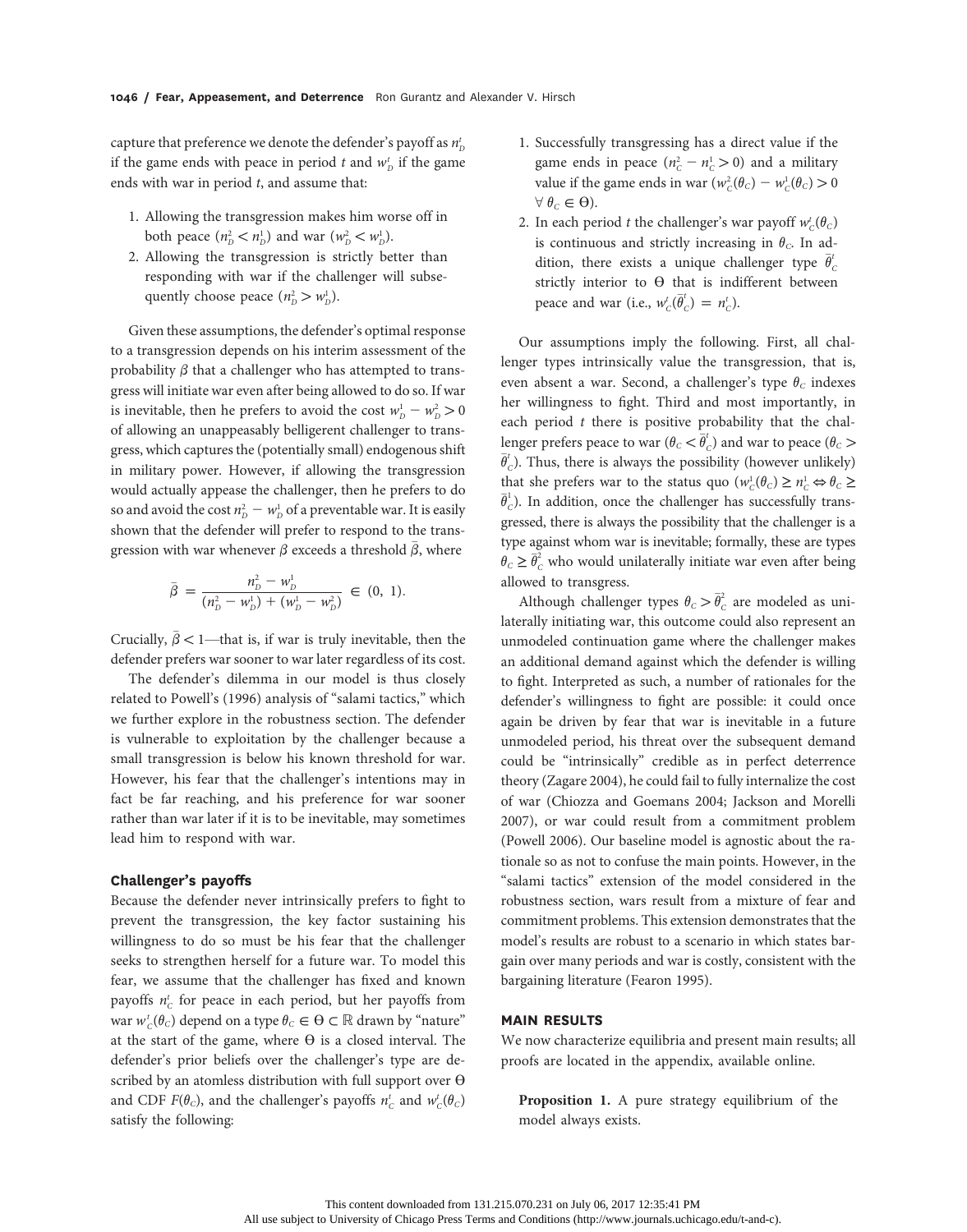capture that preference we denote the defender's payoff as $n_D^t$ if the game ends with peace in period $t$ and $w_D^t$ if the game ends with war in period $t$, and assume that:

1. Allowing the transgression makes him worse off in both peace ($n_D^2 < n_D^1$) and war ($w_D^2 < w_D^1$).
2. Allowing the transgression is strictly better than responding with war if the challenger will subsequently choose peace ($n_D^2 > w_D^1$).

Given these assumptions, the defender's optimal response to a transgression depends on his interim assessment of the probability $\beta$ that a challenger who has attempted to transgress will initiate war even after being allowed to do so. If war is inevitable, then he prefers to avoid the cost $w_D^1 - w_D^2 > 0$ of allowing an unappeasably belligerent challenger to transgress, which captures the (potentially small) endogenous shift in military power. However, if allowing the transgression would actually appease the challenger, then he prefers to do so and avoid the cost $n_D^2 - w_D^1$ of a preventable war. It is easily shown that the defender will prefer to respond to the transgression with war whenever $\beta$ exceeds a threshold $\bar{\beta}$, where

$$\bar{\beta} = \frac{n_D^2 - w_D^1}{(n_D^2 - w_D^1) + (w_D^1 - w_D^2)} \in (0, 1).$$

Crucially, $\bar{\beta} < 1$—that is, if war is truly inevitable, then the defender prefers war sooner to war later regardless of its cost.

The defender's dilemma in our model is thus closely related to Powell's (1996) analysis of "salami tactics," which we further explore in the robustness section. The defender is vulnerable to exploitation by the challenger because a small transgression is below his known threshold for war. However, his fear that the challenger's intentions may in fact be far reaching, and his preference for war sooner rather than war later if it is to be inevitable, may sometimes lead him to respond with war.

### Challenger's payoffs

Because the defender never intrinsically prefers to fight to prevent the transgression, the key factor sustaining his willingness to do so must be his fear that the challenger seeks to strengthen herself for a future war. To model this fear, we assume that the challenger has fixed and known payoffs $n_C^t$ for peace in each period, but her payoffs from war $w_C^t(\theta_C)$ depend on a type $\theta_C \in \Theta \subset \mathbb{R}$ drawn by "nature" at the start of the game, where $\Theta$ is a closed interval. The defender's prior beliefs over the challenger's type are described by an atomless distribution with full support over $\Theta$ and CDF $F(\theta_C)$, and the challenger's payoffs $n_C^t$ and $w_C^t(\theta_C)$ satisfy the following:

1. Successfully transgressing has a direct value if the game ends in peace ($n_C^2 - n_C^1 > 0$) and a military value if the game ends in war ($w_C^2(\theta_C) - w_C^1(\theta_C) > 0$ $\forall\ \theta_C \in \Theta$).
2. In each period $t$ the challenger's war payoff $w_C^t(\theta_C)$ is continuous and strictly increasing in $\theta_C$. In addition, there exists a unique challenger type $\bar{\theta}_C^t$ strictly interior to $\Theta$ that is indifferent between peace and war (i.e., $w_C^t(\bar{\theta}_C^t) = n_C^t$).

Our assumptions imply the following. First, all challenger types intrinsically value the transgression, that is, even absent a war. Second, a challenger's type $\theta_C$ indexes her willingness to fight. Third and most importantly, in each period $t$ there is positive probability that the challenger prefers peace to war ($\theta_C < \bar{\theta}_C^t$) and war to peace ($\theta_C > \bar{\theta}_C^t$). Thus, there is always the possibility (however unlikely) that she prefers war to the status quo ($w_C^1(\theta_C) \geq n_C^1 \Leftrightarrow \theta_C \geq \bar{\theta}_C^1$). In addition, once the challenger has successfully transgressed, there is always the possibility that the challenger is a type against whom war is inevitable; formally, these are types $\theta_C \geq \bar{\theta}_C^2$ who would unilaterally initiate war even after being allowed to transgress.

Although challenger types $\theta_C > \bar{\theta}_C^2$ are modeled as unilaterally initiating war, this outcome could also represent an unmodeled continuation game where the challenger makes an additional demand against which the defender is willing to fight. Interpreted as such, a number of rationales for the defender's willingness to fight are possible: it could once again be driven by fear that war is inevitable in a future unmodeled period, his threat over the subsequent demand could be "intrinsically" credible as in perfect deterrence theory (Zagare 2004), he could fail to fully internalize the cost of war (Chiozza and Goemans 2004; Jackson and Morelli 2007), or war could result from a commitment problem (Powell 2006). Our baseline model is agnostic about the rationale so as not to confuse the main points. However, in the "salami tactics" extension of the model considered in the robustness section, wars result from a mixture of fear and commitment problems. This extension demonstrates that the model's results are robust to a scenario in which states bargain over many periods and war is costly, consistent with the bargaining literature (Fearon 1995).

## MAIN RESULTS

We now characterize equilibria and present main results; all proofs are located in the appendix, available online.

**Proposition 1.** A pure strategy equilibrium of the model always exists.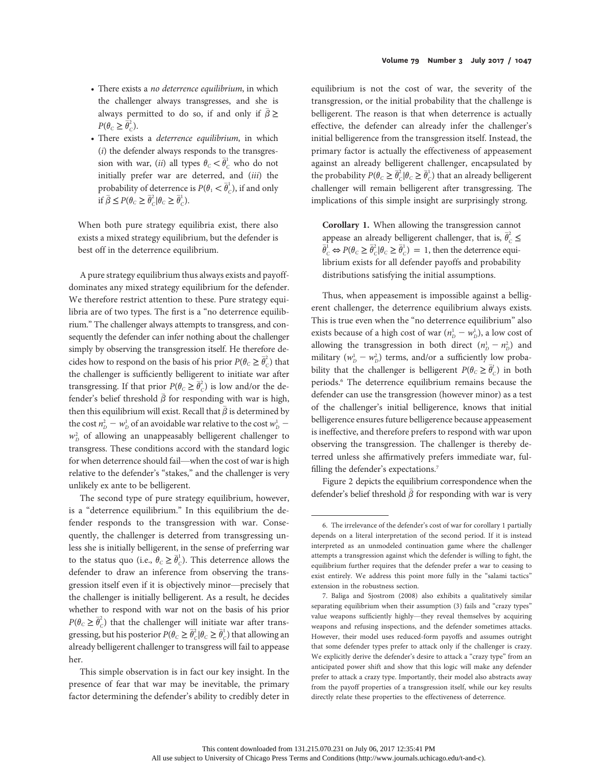- There exists a *no deterrence equilibrium*, in which the challenger always transgresses, and she is always permitted to do so, if and only if $\bar{\beta} \geq P(\theta_C \geq \bar{\theta}_C^2)$.
- There exists a *deterrence equilibrium*, in which (*i*) the defender always responds to the transgression with war, (*ii*) all types $\theta_C < \bar{\theta}_C^1$ who do not initially prefer war are deterred, and (*iii*) the probability of deterrence is $P(\theta_1 < \bar{\theta}_C^1)$, if and only if $\bar{\beta} \leq P(\theta_C \geq \bar{\theta}_C^2 | \theta_C \geq \bar{\theta}_C^1)$.

When both pure strategy equilibria exist, there also exists a mixed strategy equilibrium, but the defender is best off in the deterrence equilibrium.

A pure strategy equilibrium thus always exists and payoff-dominates any mixed strategy equilibrium for the defender. We therefore restrict attention to these. Pure strategy equilibria are of two types. The first is a "no deterrence equilibrium." The challenger always attempts to transgress, and consequently the defender can infer nothing about the challenger simply by observing the transgression itself. He therefore decides how to respond on the basis of his prior $P(\theta_C \geq \bar{\theta}_C^2)$ that the challenger is sufficiently belligerent to initiate war after transgressing. If that prior $P(\theta_C \geq \bar{\theta}_C^2)$ is low and/or the defender's belief threshold $\bar{\beta}$ for responding with war is high, then this equilibrium will exist. Recall that $\bar{\beta}$ is determined by the cost $n_D^2 - w_D^1$ of an avoidable war relative to the cost $w_D^1 - w_D^2$ of allowing an unappeasably belligerent challenger to transgress. These conditions accord with the standard logic for when deterrence should fail—when the cost of war is high relative to the defender's "stakes," and the challenger is very unlikely ex ante to be belligerent.

The second type of pure strategy equilibrium, however, is a "deterrence equilibrium." In this equilibrium the defender responds to the transgression with war. Consequently, the challenger is deterred from transgressing unless she is initially belligerent, in the sense of preferring war to the status quo (i.e., $\theta_C \geq \bar{\theta}_C^1$). This deterrence allows the defender to draw an inference from observing the transgression itself even if it is objectively minor—precisely that the challenger is initially belligerent. As a result, he decides whether to respond with war not on the basis of his prior $P(\theta_C \geq \bar{\theta}_C^2)$ that the challenger will initiate war after transgressing, but his posterior $P(\theta_C \geq \bar{\theta}_C^2 | \theta_C \geq \bar{\theta}_C^1)$ that allowing an already belligerent challenger to transgress will fail to appease her.

This simple observation is in fact our key insight. In the presence of fear that war may be inevitable, the primary factor determining the defender's ability to credibly deter in equilibrium is not the cost of war, the severity of the transgression, or the initial probability that the challenge is belligerent. The reason is that when deterrence is actually effective, the defender can already infer the challenger's initial belligerence from the transgression itself. Instead, the primary factor is actually the effectiveness of appeasement against an already belligerent challenger, encapsulated by the probability $P(\theta_C \geq \bar{\theta}_C^2 | \theta_C \geq \bar{\theta}_C^1)$ that an already belligerent challenger will remain belligerent after transgressing. The implications of this simple insight are surprisingly strong.

**Corollary 1.** When allowing the transgression cannot appease an already belligerent challenger, that is, $\bar{\theta}_C^2 \leq \bar{\theta}_C^1 \Leftrightarrow P(\theta_C \geq \bar{\theta}_C^2 | \theta_C \geq \bar{\theta}_C^1) = 1$, then the deterrence equilibrium exists for all defender payoffs and probability distributions satisfying the initial assumptions.

Thus, when appeasement is impossible against a belligerent challenger, the deterrence equilibrium always exists. This is true even when the "no deterrence equilibrium" also exists because of a high cost of war ($n_D^1 - w_D^1$), a low cost of allowing the transgression in both direct ($n_D^1 - n_D^2$) and military ($w_D^1 - w_D^2$) terms, and/or a sufficiently low probability that the challenger is belligerent $P(\theta_C \geq \bar{\theta}_C^t)$ in both periods.[6] The deterrence equilibrium remains because the defender can use the transgression (however minor) as a test of the challenger's initial belligerence, knows that initial belligerence ensures future belligerence because appeasement is ineffective, and therefore prefers to respond with war upon observing the transgression. The challenger is thereby deterred unless she affirmatively prefers immediate war, fulfilling the defender's expectations.[7]

Figure 2 depicts the equilibrium correspondence when the defender's belief threshold $\bar{\beta}$ for responding with war is very

---

6. The irrelevance of the defender's cost of war for corollary 1 partially depends on a literal interpretation of the second period. If it is instead interpreted as an unmodeled continuation game where the challenger attempts a transgression against which the defender is willing to fight, the equilibrium further requires that the defender prefer a war to ceasing to exist entirely. We address this point more fully in the "salami tactics" extension in the robustness section.

7. Baliga and Sjostrom (2008) also exhibits a qualitatively similar separating equilibrium when their assumption (3) fails and "crazy types" value weapons sufficiently highly—they reveal themselves by acquiring weapons and refusing inspections, and the defender sometimes attacks. However, their model uses reduced-form payoffs and assumes outright that some defender types prefer to attack only if the challenger is crazy. We explicitly derive the defender's desire to attack a "crazy type" from an anticipated power shift and show that this logic will make any defender prefer to attack a crazy type. Importantly, their model also abstracts away from the payoff properties of a transgression itself, while our key results directly relate these properties to the effectiveness of deterrence.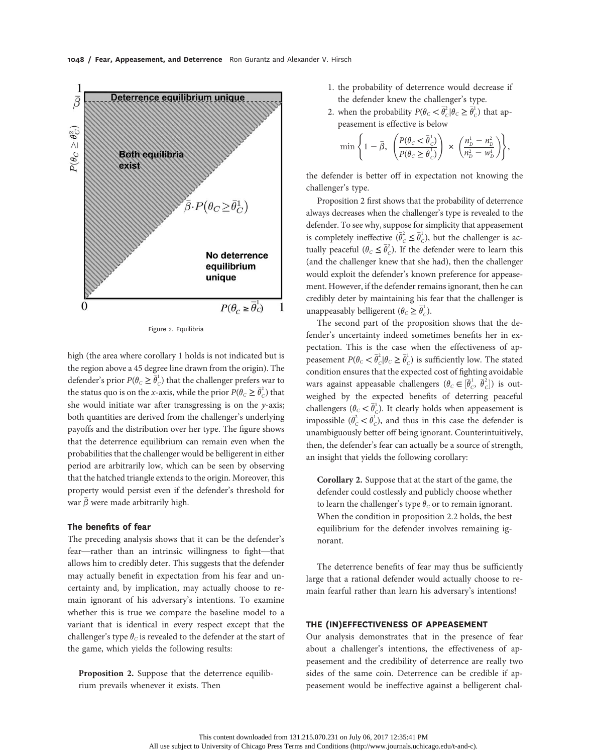Figure 2. Equilibria

high (the area where corollary 1 holds is not indicated but is the region above a 45 degree line drawn from the origin). The defender's prior $P(\theta_C \geq \bar{\theta}_C^1)$ that the challenger prefers war to the status quo is on the *x*-axis, while the prior $P(\theta_C \geq \bar{\theta}_C^2)$ that she would initiate war after transgressing is on the *y*-axis; both quantities are derived from the challenger's underlying payoffs and the distribution over her type. The figure shows that the deterrence equilibrium can remain even when the probabilities that the challenger would be belligerent in either period are arbitrarily low, which can be seen by observing that the hatched triangle extends to the origin. Moreover, this property would persist even if the defender's threshold for war $\bar{\beta}$ were made arbitrarily high.

### The benefits of fear

The preceding analysis shows that it can be the defender's fear—rather than an intrinsic willingness to fight—that allows him to credibly deter. This suggests that the defender may actually benefit in expectation from his fear and uncertainty and, by implication, may actually choose to remain ignorant of his adversary's intentions. To examine whether this is true we compare the baseline model to a variant that is identical in every respect except that the challenger's type $\theta_C$ is revealed to the defender at the start of the game, which yields the following results:

**Proposition 2.** Suppose that the deterrence equilibrium prevails whenever it exists. Then

1. the probability of deterrence would decrease if the defender knew the challenger's type.
2. when the probability $P(\theta_C < \bar{\theta}_C^2 | \theta_C \geq \bar{\theta}_C^1)$ that appeasement is effective is below

$$\min\left\{1 - \bar{\beta},\ \left(\frac{P(\theta_C < \bar{\theta}_C^1)}{P(\theta_C \geq \bar{\theta}_C^1)}\right) \times \left(\frac{n_D^1 - n_D^2}{n_D^2 - w_D^1}\right)\right\},$$

the defender is better off in expectation not knowing the challenger's type.

Proposition 2 first shows that the probability of deterrence always decreases when the challenger's type is revealed to the defender. To see why, suppose for simplicity that appeasement is completely ineffective ($\bar{\theta}_C^2 \leq \bar{\theta}_C^1$), but the challenger is actually peaceful ($\theta_C \leq \bar{\theta}_C^2$). If the defender were to learn this (and the challenger knew that she had), then the challenger would exploit the defender's known preference for appeasement. However, if the defender remains ignorant, then he can credibly deter by maintaining his fear that the challenger is unappeasably belligerent ($\theta_C \geq \bar{\theta}_C^1$).

The second part of the proposition shows that the defender's uncertainty indeed sometimes benefits her in expectation. This is the case when the effectiveness of appeasement $P(\theta_C < \bar{\theta}_C^2 | \theta_C \geq \bar{\theta}_C^1)$ is sufficiently low. The stated condition ensures that the expected cost of fighting avoidable wars against appeasable challengers ($\theta_C \in [\bar{\theta}_C^1, \bar{\theta}_C^2]$) is outweighed by the expected benefits of deterring peaceful challengers ($\theta_C < \bar{\theta}_C^1$). It clearly holds when appeasement is impossible ($\bar{\theta}_C^2 < \bar{\theta}_C^1$), and thus in this case the defender is unambiguously better off being ignorant. Counterintuitively, then, the defender's fear can actually be a source of strength, an insight that yields the following corollary:

**Corollary 2.** Suppose that at the start of the game, the defender could costlessly and publicly choose whether to learn the challenger's type $\theta_C$ or to remain ignorant. When the condition in proposition 2.2 holds, the best equilibrium for the defender involves remaining ignorant.

The deterrence benefits of fear may thus be sufficiently large that a rational defender would actually choose to remain fearful rather than learn his adversary's intentions!

## THE (IN)EFFECTIVENESS OF APPEASEMENT

Our analysis demonstrates that in the presence of fear about a challenger's intentions, the effectiveness of appeasement and the credibility of deterrence are really two sides of the same coin. Deterrence can be credible if appeasement would be ineffective against a belligerent chal-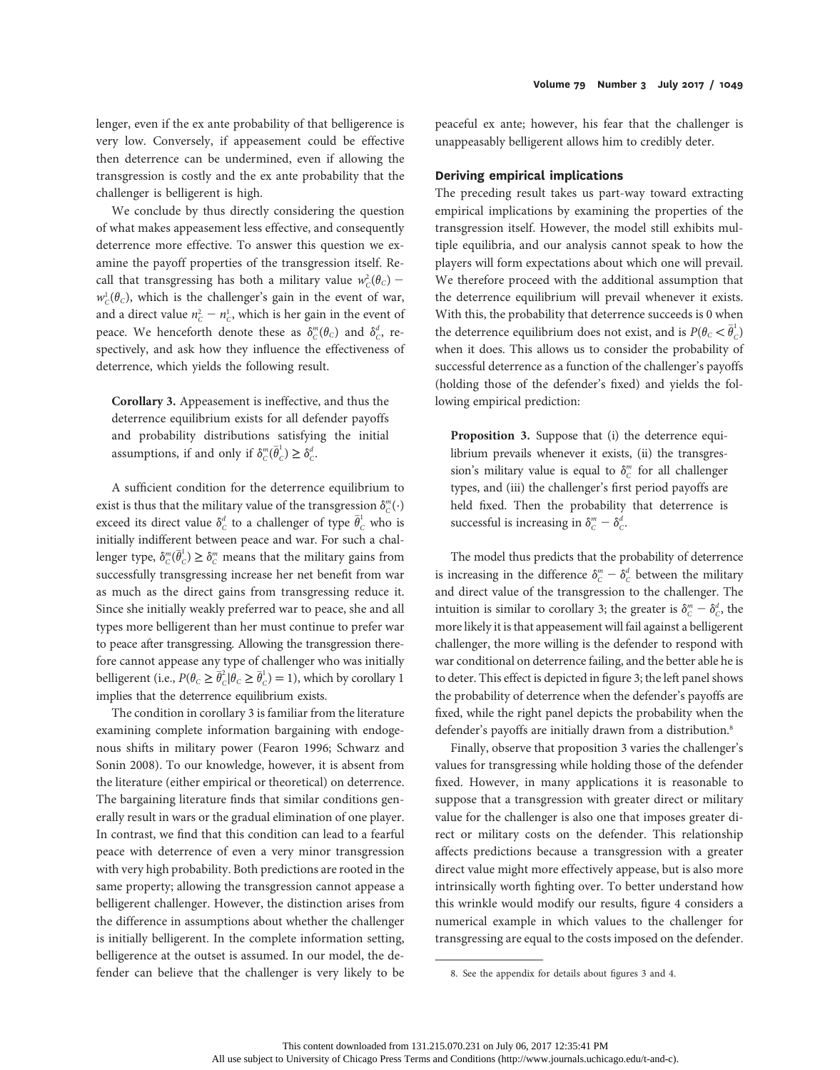lenger, even if the ex ante probability of that belligerence is very low. Conversely, if appeasement could be effective then deterrence can be undermined, even if allowing the transgression is costly and the ex ante probability that the challenger is belligerent is high.

We conclude by thus directly considering the question of what makes appeasement less effective, and consequently deterrence more effective. To answer this question we examine the payoff properties of the transgression itself. Recall that transgressing has both a military value $w_C^2(\theta_C) - w_C^1(\theta_C)$, which is the challenger's gain in the event of war, and a direct value $n_C^2 - n_C^1$, which is her gain in the event of peace. We henceforth denote these as $\delta_C^m(\theta_C)$ and $\delta_C^d$, respectively, and ask how they influence the effectiveness of deterrence, which yields the following result.

**Corollary 3.** Appeasement is ineffective, and thus the deterrence equilibrium exists for all defender payoffs and probability distributions satisfying the initial assumptions, if and only if $\delta_C^m(\bar{\theta}_C^1) \geq \delta_C^d$.

A sufficient condition for the deterrence equilibrium to exist is thus that the military value of the transgression $\delta_C^m(\cdot)$ exceed its direct value $\delta_C^d$ to a challenger of type $\bar{\theta}_C^1$ who is initially indifferent between peace and war. For such a challenger type, $\delta_C^m(\bar{\theta}_C^1) \geq \delta_C^m$ means that the military gains from successfully transgressing increase her net benefit from war as much as the direct gains from transgressing reduce it. Since she initially weakly preferred war to peace, she and all types more belligerent than her must continue to prefer war to peace after transgressing. Allowing the transgression therefore cannot appease any type of challenger who was initially belligerent (i.e., $P(\theta_C \geq \bar{\theta}_C^2 | \theta_C \geq \bar{\theta}_C^1) = 1$), which by corollary 1 implies that the deterrence equilibrium exists.

The condition in corollary 3 is familiar from the literature examining complete information bargaining with endogenous shifts in military power (Fearon 1996; Schwarz and Sonin 2008). To our knowledge, however, it is absent from the literature (either empirical or theoretical) on deterrence. The bargaining literature finds that similar conditions generally result in wars or the gradual elimination of one player. In contrast, we find that this condition can lead to a fearful peace with deterrence of even a very minor transgression with very high probability. Both predictions are rooted in the same property; allowing the transgression cannot appease a belligerent challenger. However, the distinction arises from the difference in assumptions about whether the challenger is initially belligerent. In the complete information setting, belligerence at the outset is assumed. In our model, the defender can believe that the challenger is very likely to be peaceful ex ante; however, his fear that the challenger is unappeasably belligerent allows him to credibly deter.

## Deriving empirical implications

The preceding result takes us part-way toward extracting empirical implications by examining the properties of the transgression itself. However, the model still exhibits multiple equilibria, and our analysis cannot speak to how the players will form expectations about which one will prevail. We therefore proceed with the additional assumption that the deterrence equilibrium will prevail whenever it exists. With this, the probability that deterrence succeeds is 0 when the deterrence equilibrium does not exist, and is $P(\theta_C < \bar{\theta}_C^1)$ when it does. This allows us to consider the probability of successful deterrence as a function of the challenger's payoffs (holding those of the defender's fixed) and yields the following empirical prediction:

**Proposition 3.** Suppose that (i) the deterrence equilibrium prevails whenever it exists, (ii) the transgression's military value is equal to $\delta_C^m$ for all challenger types, and (iii) the challenger's first period payoffs are held fixed. Then the probability that deterrence is successful is increasing in $\delta_C^m - \delta_C^d$.

The model thus predicts that the probability of deterrence is increasing in the difference $\delta_C^m - \delta_C^d$ between the military and direct value of the transgression to the challenger. The intuition is similar to corollary 3; the greater is $\delta_C^m - \delta_C^d$, the more likely it is that appeasement will fail against a belligerent challenger, the more willing is the defender to respond with war conditional on deterrence failing, and the better able he is to deter. This effect is depicted in figure 3; the left panel shows the probability of deterrence when the defender's payoffs are fixed, while the right panel depicts the probability when the defender's payoffs are initially drawn from a distribution.[8]

Finally, observe that proposition 3 varies the challenger's values for transgressing while holding those of the defender fixed. However, in many applications it is reasonable to suppose that a transgression with greater direct or military value for the challenger is also one that imposes greater direct or military costs on the defender. This relationship affects predictions because a transgression with a greater direct value might more effectively appease, but is also more intrinsically worth fighting over. To better understand how this wrinkle would modify our results, figure 4 considers a numerical example in which values to the challenger for transgressing are equal to the costs imposed on the defender.

8. See the appendix for details about figures 3 and 4.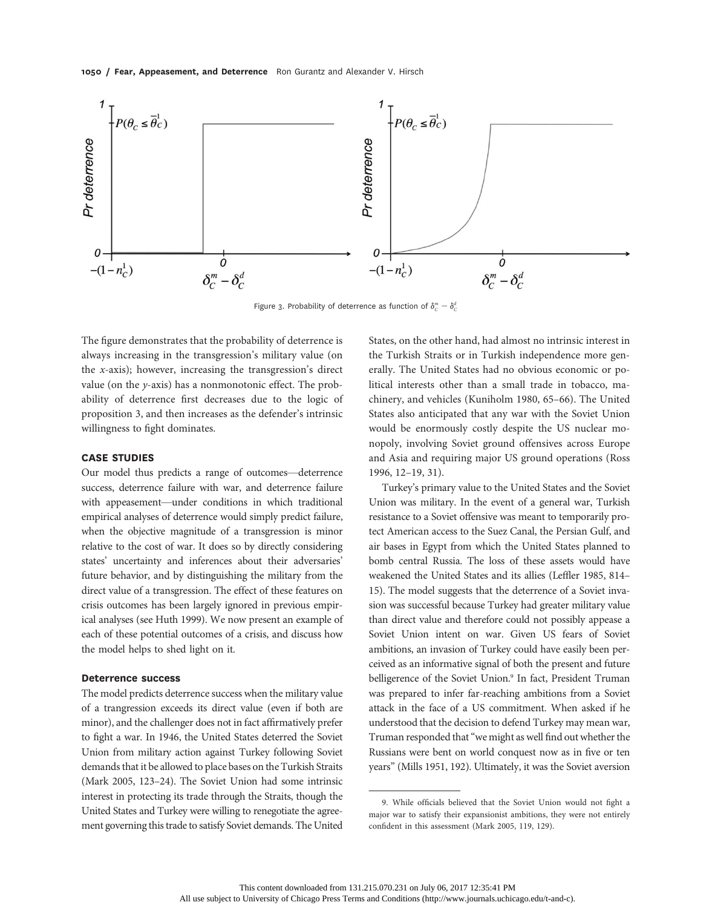Figure 3. Probability of deterrence as function of $\delta_C^m - \delta_C^d$

The figure demonstrates that the probability of deterrence is always increasing in the transgression's military value (on the $x$-axis); however, increasing the transgression's direct value (on the $y$-axis) has a nonmonotonic effect. The probability of deterrence first decreases due to the logic of proposition 3, and then increases as the defender's intrinsic willingness to fight dominates.

## CASE STUDIES

Our model thus predicts a range of outcomes—deterrence success, deterrence failure with war, and deterrence failure with appeasement—under conditions in which traditional empirical analyses of deterrence would simply predict failure, when the objective magnitude of a transgression is minor relative to the cost of war. It does so by directly considering states' uncertainty and inferences about their adversaries' future behavior, and by distinguishing the military from the direct value of a transgression. The effect of these features on crisis outcomes has been largely ignored in previous empirical analyses (see Huth 1999). We now present an example of each of these potential outcomes of a crisis, and discuss how the model helps to shed light on it.

### Deterrence success

The model predicts deterrence success when the military value of a trangression exceeds its direct value (even if both are minor), and the challenger does not in fact affirmatively prefer to fight a war. In 1946, the United States deterred the Soviet Union from military action against Turkey following Soviet demands that it be allowed to place bases on the Turkish Straits (Mark 2005, 123–24). The Soviet Union had some intrinsic interest in protecting its trade through the Straits, though the United States and Turkey were willing to renegotiate the agreement governing this trade to satisfy Soviet demands. The United States, on the other hand, had almost no intrinsic interest in the Turkish Straits or in Turkish independence more generally. The United States had no obvious economic or political interests other than a small trade in tobacco, machinery, and vehicles (Kuniholm 1980, 65–66). The United States also anticipated that any war with the Soviet Union would be enormously costly despite the US nuclear monopoly, involving Soviet ground offensives across Europe and Asia and requiring major US ground operations (Ross 1996, 12–19, 31).

Turkey's primary value to the United States and the Soviet Union was military. In the event of a general war, Turkish resistance to a Soviet offensive was meant to temporarily protect American access to the Suez Canal, the Persian Gulf, and air bases in Egypt from which the United States planned to bomb central Russia. The loss of these assets would have weakened the United States and its allies (Leffler 1985, 814–15). The model suggests that the deterrence of a Soviet invasion was successful because Turkey had greater military value than direct value and therefore could not possibly appease a Soviet Union intent on war. Given US fears of Soviet ambitions, an invasion of Turkey could have easily been perceived as an informative signal of both the present and future belligerence of the Soviet Union.[9] In fact, President Truman was prepared to infer far-reaching ambitions from a Soviet attack in the face of a US commitment. When asked if he understood that the decision to defend Turkey may mean war, Truman responded that "we might as well find out whether the Russians were bent on world conquest now as in five or ten years" (Mills 1951, 192). Ultimately, it was the Soviet aversion

9. While officials believed that the Soviet Union would not fight a major war to satisfy their expansionist ambitions, they were not entirely confident in this assessment (Mark 2005, 119, 129).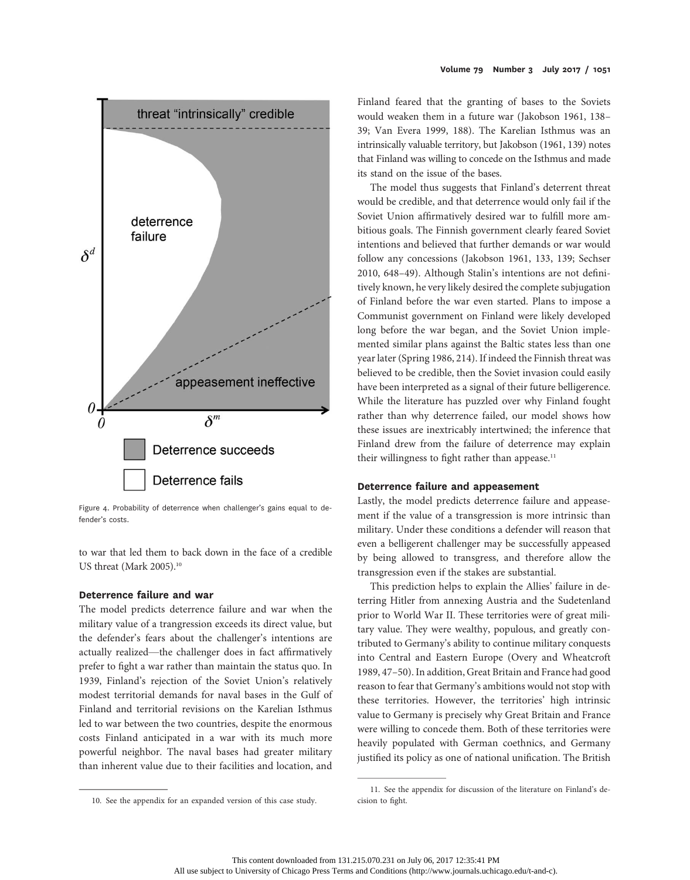Figure 4. Probability of deterrence when challenger's gains equal to defender's costs.

to war that led them to back down in the face of a credible US threat (Mark 2005).[10]

### Deterrence failure and war

The model predicts deterrence failure and war when the military value of a trangression exceeds its direct value, but the defender's fears about the challenger's intentions are actually realized—the challenger does in fact affirmatively prefer to fight a war rather than maintain the status quo. In 1939, Finland's rejection of the Soviet Union's relatively modest territorial demands for naval bases in the Gulf of Finland and territorial revisions on the Karelian Isthmus led to war between the two countries, despite the enormous costs Finland anticipated in a war with its much more powerful neighbor. The naval bases had greater military than inherent value due to their facilities and location, and Finland feared that the granting of bases to the Soviets would weaken them in a future war (Jakobson 1961, 138–39; Van Evera 1999, 188). The Karelian Isthmus was an intrinsically valuable territory, but Jakobson (1961, 139) notes that Finland was willing to concede on the Isthmus and made its stand on the issue of the bases.

The model thus suggests that Finland's deterrent threat would be credible, and that deterrence would only fail if the Soviet Union affirmatively desired war to fulfill more ambitious goals. The Finnish government clearly feared Soviet intentions and believed that further demands or war would follow any concessions (Jakobson 1961, 133, 139; Sechser 2010, 648–49). Although Stalin's intentions are not definitively known, he very likely desired the complete subjugation of Finland before the war even started. Plans to impose a Communist government on Finland were likely developed long before the war began, and the Soviet Union implemented similar plans against the Baltic states less than one year later (Spring 1986, 214). If indeed the Finnish threat was believed to be credible, then the Soviet invasion could easily have been interpreted as a signal of their future belligerence. While the literature has puzzled over why Finland fought rather than why deterrence failed, our model shows how these issues are inextricably intertwined; the inference that Finland drew from the failure of deterrence may explain their willingness to fight rather than appease.[11]

### Deterrence failure and appeasement

Lastly, the model predicts deterrence failure and appeasement if the value of a transgression is more intrinsic than military. Under these conditions a defender will reason that even a belligerent challenger may be successfully appeased by being allowed to transgress, and therefore allow the transgression even if the stakes are substantial.

This prediction helps to explain the Allies' failure in deterring Hitler from annexing Austria and the Sudetenland prior to World War II. These territories were of great military value. They were wealthy, populous, and greatly contributed to Germany's ability to continue military conquests into Central and Eastern Europe (Overy and Wheatcroft 1989, 47–50). In addition, Great Britain and France had good reason to fear that Germany's ambitions would not stop with these territories. However, the territories' high intrinsic value to Germany is precisely why Great Britain and France were willing to concede them. Both of these territories were heavily populated with German coethnics, and Germany justified its policy as one of national unification. The British

10. See the appendix for an expanded version of this case study.

11. See the appendix for discussion of the literature on Finland's decision to fight.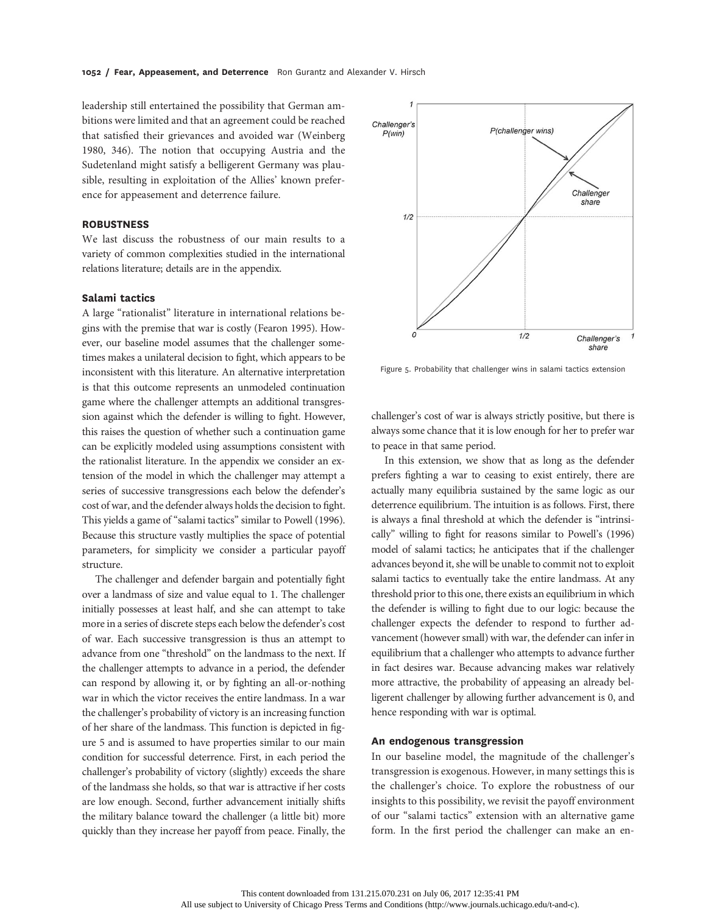leadership still entertained the possibility that German ambitions were limited and that an agreement could be reached that satisfied their grievances and avoided war (Weinberg 1980, 346). The notion that occupying Austria and the Sudetenland might satisfy a belligerent Germany was plausible, resulting in exploitation of the Allies' known preference for appeasement and deterrence failure.

## ROBUSTNESS

We last discuss the robustness of our main results to a variety of common complexities studied in the international relations literature; details are in the appendix.

### Salami tactics

A large "rationalist" literature in international relations begins with the premise that war is costly (Fearon 1995). However, our baseline model assumes that the challenger sometimes makes a unilateral decision to fight, which appears to be inconsistent with this literature. An alternative interpretation is that this outcome represents an unmodeled continuation game where the challenger attempts an additional transgression against which the defender is willing to fight. However, this raises the question of whether such a continuation game can be explicitly modeled using assumptions consistent with the rationalist literature. In the appendix we consider an extension of the model in which the challenger may attempt a series of successive transgressions each below the defender's cost of war, and the defender always holds the decision to fight. This yields a game of "salami tactics" similar to Powell (1996). Because this structure vastly multiplies the space of potential parameters, for simplicity we consider a particular payoff structure.

The challenger and defender bargain and potentially fight over a landmass of size and value equal to 1. The challenger initially possesses at least half, and she can attempt to take more in a series of discrete steps each below the defender's cost of war. Each successive transgression is thus an attempt to advance from one "threshold" on the landmass to the next. If the challenger attempts to advance in a period, the defender can respond by allowing it, or by fighting an all-or-nothing war in which the victor receives the entire landmass. In a war the challenger's probability of victory is an increasing function of her share of the landmass. This function is depicted in figure 5 and is assumed to have properties similar to our main condition for successful deterrence. First, in each period the challenger's probability of victory (slightly) exceeds the share of the landmass she holds, so that war is attractive if her costs are low enough. Second, further advancement initially shifts the military balance toward the challenger (a little bit) more quickly than they increase her payoff from peace. Finally, the challenger's cost of war is always strictly positive, but there is always some chance that it is low enough for her to prefer war to peace in that same period.

Figure 5. Probability that challenger wins in salami tactics extension

In this extension, we show that as long as the defender prefers fighting a war to ceasing to exist entirely, there are actually many equilibria sustained by the same logic as our deterrence equilibrium. The intuition is as follows. First, there is always a final threshold at which the defender is "intrinsically" willing to fight for reasons similar to Powell's (1996) model of salami tactics; he anticipates that if the challenger advances beyond it, she will be unable to commit not to exploit salami tactics to eventually take the entire landmass. At any threshold prior to this one, there exists an equilibrium in which the defender is willing to fight due to our logic: because the challenger expects the defender to respond to further advancement (however small) with war, the defender can infer in equilibrium that a challenger who attempts to advance further in fact desires war. Because advancing makes war relatively more attractive, the probability of appeasing an already belligerent challenger by allowing further advancement is 0, and hence responding with war is optimal.

### An endogenous transgression

In our baseline model, the magnitude of the challenger's transgression is exogenous. However, in many settings this is the challenger's choice. To explore the robustness of our insights to this possibility, we revisit the payoff environment of our "salami tactics" extension with an alternative game form. In the first period the challenger can make an en-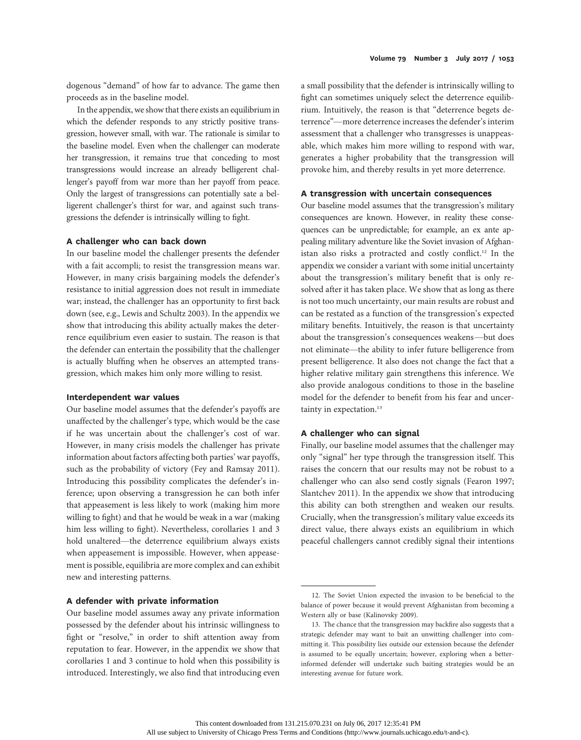dogenous "demand" of how far to advance. The game then proceeds as in the baseline model.

In the appendix, we show that there exists an equilibrium in which the defender responds to any strictly positive transgression, however small, with war. The rationale is similar to the baseline model. Even when the challenger can moderate her transgression, it remains true that conceding to most transgressions would increase an already belligerent challenger's payoff from war more than her payoff from peace. Only the largest of transgressions can potentially sate a belligerent challenger's thirst for war, and against such transgressions the defender is intrinsically willing to fight.

### A challenger who can back down

In our baseline model the challenger presents the defender with a fait accompli; to resist the transgression means war. However, in many crisis bargaining models the defender's resistance to initial aggression does not result in immediate war; instead, the challenger has an opportunity to first back down (see, e.g., Lewis and Schultz 2003). In the appendix we show that introducing this ability actually makes the deterrence equilibrium even easier to sustain. The reason is that the defender can entertain the possibility that the challenger is actually bluffing when he observes an attempted transgression, which makes him only more willing to resist.

### Interdependent war values

Our baseline model assumes that the defender's payoffs are unaffected by the challenger's type, which would be the case if he was uncertain about the challenger's cost of war. However, in many crisis models the challenger has private information about factors affecting both parties' war payoffs, such as the probability of victory (Fey and Ramsay 2011). Introducing this possibility complicates the defender's inference; upon observing a transgression he can both infer that appeasement is less likely to work (making him more willing to fight) and that he would be weak in a war (making him less willing to fight). Nevertheless, corollaries 1 and 3 hold unaltered—the deterrence equilibrium always exists when appeasement is impossible. However, when appeasement is possible, equilibria are more complex and can exhibit new and interesting patterns.

### A defender with private information

Our baseline model assumes away any private information possessed by the defender about his intrinsic willingness to fight or "resolve," in order to shift attention away from reputation to fear. However, in the appendix we show that corollaries 1 and 3 continue to hold when this possibility is introduced. Interestingly, we also find that introducing even a small possibility that the defender is intrinsically willing to fight can sometimes uniquely select the deterrence equilibrium. Intuitively, the reason is that "deterrence begets deterrence"—more deterrence increases the defender's interim assessment that a challenger who transgresses is unappeasable, which makes him more willing to respond with war, generates a higher probability that the transgression will provoke him, and thereby results in yet more deterrence.

### A transgression with uncertain consequences

Our baseline model assumes that the transgression's military consequences are known. However, in reality these consequences can be unpredictable; for example, an ex ante appealing military adventure like the Soviet invasion of Afghanistan also risks a protracted and costly conflict.[12] In the appendix we consider a variant with some initial uncertainty about the transgression's military benefit that is only resolved after it has taken place. We show that as long as there is not too much uncertainty, our main results are robust and can be restated as a function of the transgression's expected military benefits. Intuitively, the reason is that uncertainty about the transgression's consequences weakens—but does not eliminate—the ability to infer future belligerence from present belligerence. It also does not change the fact that a higher relative military gain strengthens this inference. We also provide analogous conditions to those in the baseline model for the defender to benefit from his fear and uncertainty in expectation.[13]

### A challenger who can signal

Finally, our baseline model assumes that the challenger may only "signal" her type through the transgression itself. This raises the concern that our results may not be robust to a challenger who can also send costly signals (Fearon 1997; Slantchev 2011). In the appendix we show that introducing this ability can both strengthen and weaken our results. Crucially, when the transgression's military value exceeds its direct value, there always exists an equilibrium in which peaceful challengers cannot credibly signal their intentions

---

12. The Soviet Union expected the invasion to be beneficial to the balance of power because it would prevent Afghanistan from becoming a Western ally or base (Kalinovsky 2009).

13. The chance that the transgression may backfire also suggests that a strategic defender may want to bait an unwitting challenger into committing it. This possibility lies outside our extension because the defender is assumed to be equally uncertain; however, exploring when a better-informed defender will undertake such baiting strategies would be an interesting avenue for future work.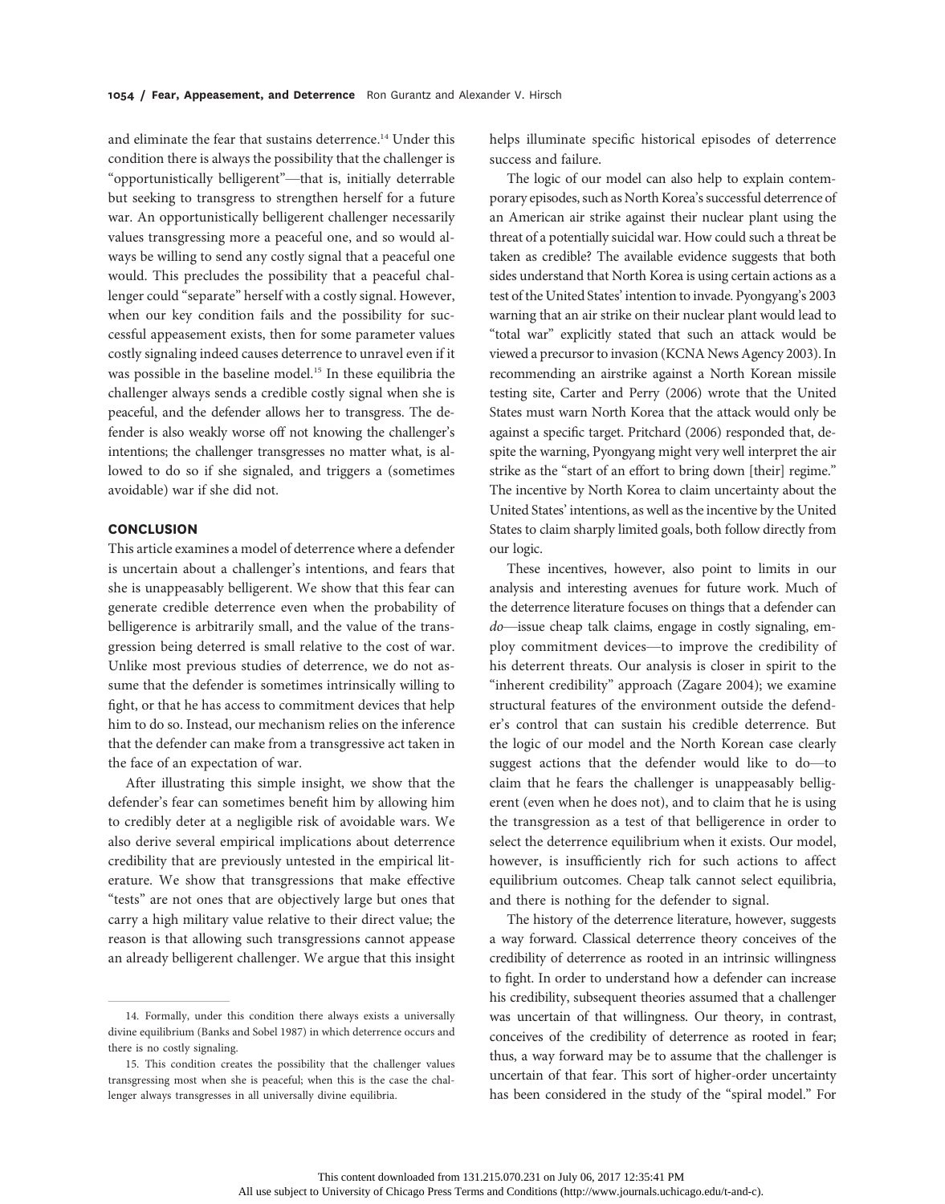and eliminate the fear that sustains deterrence.[14] Under this condition there is always the possibility that the challenger is "opportunistically belligerent"—that is, initially deterrable but seeking to transgress to strengthen herself for a future war. An opportunistically belligerent challenger necessarily values transgressing more a peaceful one, and so would always be willing to send any costly signal that a peaceful one would. This precludes the possibility that a peaceful challenger could "separate" herself with a costly signal. However, when our key condition fails and the possibility for successful appeasement exists, then for some parameter values costly signaling indeed causes deterrence to unravel even if it was possible in the baseline model.[15] In these equilibria the challenger always sends a credible costly signal when she is peaceful, and the defender allows her to transgress. The defender is also weakly worse off not knowing the challenger's intentions; the challenger transgresses no matter what, is allowed to do so if she signaled, and triggers a (sometimes avoidable) war if she did not.

## CONCLUSION

This article examines a model of deterrence where a defender is uncertain about a challenger's intentions, and fears that she is unappeasably belligerent. We show that this fear can generate credible deterrence even when the probability of belligerence is arbitrarily small, and the value of the transgression being deterred is small relative to the cost of war. Unlike most previous studies of deterrence, we do not assume that the defender is sometimes intrinsically willing to fight, or that he has access to commitment devices that help him to do so. Instead, our mechanism relies on the inference that the defender can make from a transgressive act taken in the face of an expectation of war.

After illustrating this simple insight, we show that the defender's fear can sometimes benefit him by allowing him to credibly deter at a negligible risk of avoidable wars. We also derive several empirical implications about deterrence credibility that are previously untested in the empirical literature. We show that transgressions that make effective "tests" are not ones that are objectively large but ones that carry a high military value relative to their direct value; the reason is that allowing such transgressions cannot appease an already belligerent challenger. We argue that this insight helps illuminate specific historical episodes of deterrence success and failure.

The logic of our model can also help to explain contemporary episodes, such as North Korea's successful deterrence of an American air strike against their nuclear plant using the threat of a potentially suicidal war. How could such a threat be taken as credible? The available evidence suggests that both sides understand that North Korea is using certain actions as a test of the United States' intention to invade. Pyongyang's 2003 warning that an air strike on their nuclear plant would lead to "total war" explicitly stated that such an attack would be viewed a precursor to invasion (KCNA News Agency 2003). In recommending an airstrike against a North Korean missile testing site, Carter and Perry (2006) wrote that the United States must warn North Korea that the attack would only be against a specific target. Pritchard (2006) responded that, despite the warning, Pyongyang might very well interpret the air strike as the "start of an effort to bring down [their] regime." The incentive by North Korea to claim uncertainty about the United States' intentions, as well as the incentive by the United States to claim sharply limited goals, both follow directly from our logic.

These incentives, however, also point to limits in our analysis and interesting avenues for future work. Much of the deterrence literature focuses on things that a defender can *do*—issue cheap talk claims, engage in costly signaling, employ commitment devices—to improve the credibility of his deterrent threats. Our analysis is closer in spirit to the "inherent credibility" approach (Zagare 2004); we examine structural features of the environment outside the defender's control that can sustain his credible deterrence. But the logic of our model and the North Korean case clearly suggest actions that the defender would like to do—to claim that he fears the challenger is unappeasably belligerent (even when he does not), and to claim that he is using the transgression as a test of that belligerence in order to select the deterrence equilibrium when it exists. Our model, however, is insufficiently rich for such actions to affect equilibrium outcomes. Cheap talk cannot select equilibria, and there is nothing for the defender to signal.

The history of the deterrence literature, however, suggests a way forward. Classical deterrence theory conceives of the credibility of deterrence as rooted in an intrinsic willingness to fight. In order to understand how a defender can increase his credibility, subsequent theories assumed that a challenger was uncertain of that willingness. Our theory, in contrast, conceives of the credibility of deterrence as rooted in fear; thus, a way forward may be to assume that the challenger is uncertain of that fear. This sort of higher-order uncertainty has been considered in the study of the "spiral model." For

---

14. Formally, under this condition there always exists a universally divine equilibrium (Banks and Sobel 1987) in which deterrence occurs and there is no costly signaling.

15. This condition creates the possibility that the challenger values transgressing most when she is peaceful; when this is the case the challenger always transgresses in all universally divine equilibria.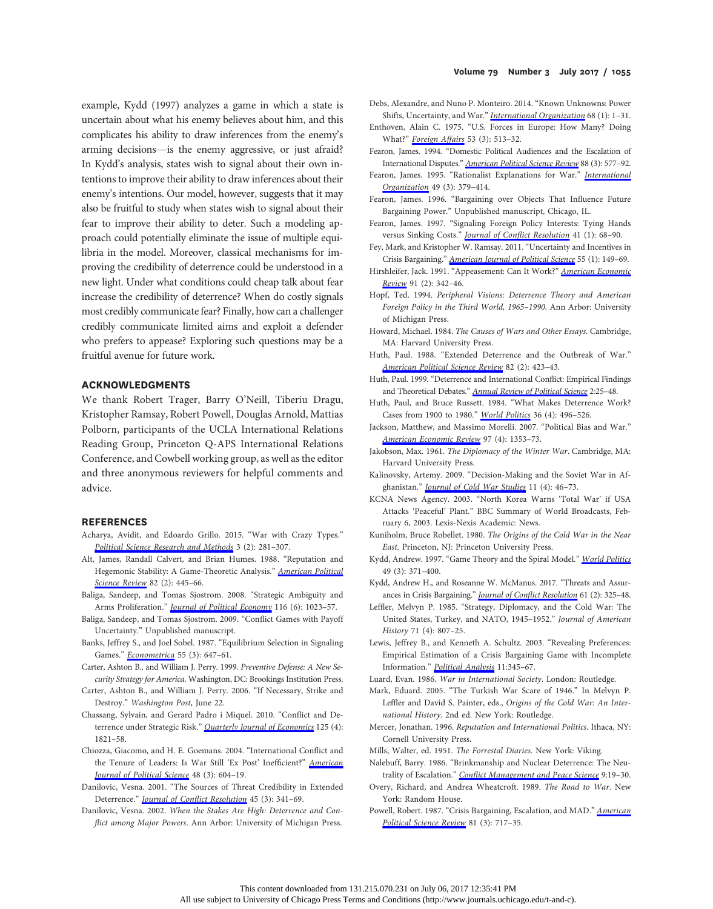example, Kydd (1997) analyzes a game in which a state is uncertain about what his enemy believes about him, and this complicates his ability to draw inferences from the enemy's arming decisions—is the enemy aggressive, or just afraid? In Kydd's analysis, states wish to signal about their own intentions to improve their ability to draw inferences about their enemy's intentions. Our model, however, suggests that it may also be fruitful to study when states wish to signal about their fear to improve their ability to deter. Such a modeling approach could potentially eliminate the issue of multiple equilibria in the model. Moreover, classical mechanisms for improving the credibility of deterrence could be understood in a new light. Under what conditions could cheap talk about fear increase the credibility of deterrence? When do costly signals most credibly communicate fear? Finally, how can a challenger credibly communicate limited aims and exploit a defender who prefers to appease? Exploring such questions may be a fruitful avenue for future work.

## ACKNOWLEDGMENTS

We thank Robert Trager, Barry O'Neill, Tiberiu Dragu, Kristopher Ramsay, Robert Powell, Douglas Arnold, Mattias Polborn, participants of the UCLA International Relations Reading Group, Princeton Q-APS International Relations Conference, and Cowbell working group, as well as the editor and three anonymous reviewers for helpful comments and advice.

## REFERENCES

Acharya, Avidit, and Edoardo Grillo. 2015. "War with Crazy Types." *Political Science Research and Methods* 3 (2): 281–307.

Alt, James, Randall Calvert, and Brian Humes. 1988. "Reputation and Hegemonic Stability: A Game-Theoretic Analysis." *American Political Science Review* 82 (2): 445–66.

Baliga, Sandeep, and Tomas Sjostrom. 2008. "Strategic Ambiguity and Arms Proliferation." *Journal of Political Economy* 116 (6): 1023–57.

Baliga, Sandeep, and Tomas Sjostrom. 2009. "Conflict Games with Payoff Uncertainty." Unpublished manuscript.

Banks, Jeffrey S., and Joel Sobel. 1987. "Equilibrium Selection in Signaling Games." *Econometrica* 55 (3): 647–61.

Carter, Ashton B., and William J. Perry. 1999. *Preventive Defense: A New Security Strategy for America*. Washington, DC: Brookings Institution Press.

Carter, Ashton B., and William J. Perry. 2006. "If Necessary, Strike and Destroy." *Washington Post*, June 22.

Chassang, Sylvain, and Gerard Padro i Miquel. 2010. "Conflict and Deterrence under Strategic Risk." *Quarterly Journal of Economics* 125 (4): 1821–58.

Chiozza, Giacomo, and H. E. Goemans. 2004. "International Conflict and the Tenure of Leaders: Is War Still 'Ex Post' Inefficient?" *American Journal of Political Science* 48 (3): 604–19.

Danilovic, Vesna. 2001. "The Sources of Threat Credibility in Extended Deterrence." *Journal of Conflict Resolution* 45 (3): 341–69.

Danilovic, Vesna. 2002. *When the Stakes Are High: Deterrence and Conflict among Major Powers*. Ann Arbor: University of Michigan Press.

Debs, Alexandre, and Nuno P. Monteiro. 2014. "Known Unknowns: Power Shifts, Uncertainty, and War." *International Organization* 68 (1): 1–31.

Enthoven, Alain C. 1975. "U.S. Forces in Europe: How Many? Doing What?" *Foreign Affairs* 53 (3): 513–32.

Fearon, James. 1994. "Domestic Political Audiences and the Escalation of International Disputes." *American Political Science Review* 88 (3): 577–92.

Fearon, James. 1995. "Rationalist Explanations for War." *International Organization* 49 (3): 379–414.

Fearon, James. 1996. "Bargaining over Objects That Influence Future Bargaining Power." Unpublished manuscript, Chicago, IL.

Fearon, James. 1997. "Signaling Foreign Policy Interests: Tying Hands versus Sinking Costs." *Journal of Conflict Resolution* 41 (1): 68–90.

Fey, Mark, and Kristopher W. Ramsay. 2011. "Uncertainty and Incentives in Crisis Bargaining." *American Journal of Political Science* 55 (1): 149–69.

Hirshleifer, Jack. 1991. "Appeasement: Can It Work?" *American Economic Review* 91 (2): 342–46.

Hopf, Ted. 1994. *Peripheral Visions: Deterrence Theory and American Foreign Policy in the Third World, 1965–1990*. Ann Arbor: University of Michigan Press.

Howard, Michael. 1984. *The Causes of Wars and Other Essays*. Cambridge, MA: Harvard University Press.

Huth, Paul. 1988. "Extended Deterrence and the Outbreak of War." *American Political Science Review* 82 (2): 423–43.

Huth, Paul. 1999. "Deterrence and International Conflict: Empirical Findings and Theoretical Debates." *Annual Review of Political Science* 2:25–48.

Huth, Paul, and Bruce Russett. 1984. "What Makes Deterrence Work? Cases from 1900 to 1980." *World Politics* 36 (4): 496–526.

Jackson, Matthew, and Massimo Morelli. 2007. "Political Bias and War." *American Economic Review* 97 (4): 1353–73.

Jakobson, Max. 1961. *The Diplomacy of the Winter War*. Cambridge, MA: Harvard University Press.

Kalinovsky, Artemy. 2009. "Decision-Making and the Soviet War in Afghanistan." *Journal of Cold War Studies* 11 (4): 46–73.

KCNA News Agency. 2003. "North Korea Warns 'Total War' if USA Attacks 'Peaceful' Plant." BBC Summary of World Broadcasts, February 6, 2003. Lexis-Nexis Academic: News.

Kuniholm, Bruce Robellet. 1980. *The Origins of the Cold War in the Near East*. Princeton, NJ: Princeton University Press.

Kydd, Andrew. 1997. "Game Theory and the Spiral Model." *World Politics* 49 (3): 371–400.

Kydd, Andrew H., and Roseanne W. McManus. 2017. "Threats and Assurances in Crisis Bargaining." *Journal of Conflict Resolution* 61 (2): 325–48.

Leffler, Melvyn P. 1985. "Strategy, Diplomacy, and the Cold War: The United States, Turkey, and NATO, 1945–1952." *Journal of American History* 71 (4): 807–25.

Lewis, Jeffrey B., and Kenneth A. Schultz. 2003. "Revealing Preferences: Empirical Estimation of a Crisis Bargaining Game with Incomplete Information." *Political Analysis* 11:345–67.

Luard, Evan. 1986. *War in International Society*. London: Routledge.

Mark, Eduard. 2005. "The Turkish War Scare of 1946." In Melvyn P. Leffler and David S. Painter, eds., *Origins of the Cold War: An International History*. 2nd ed. New York: Routledge.

Mercer, Jonathan. 1996. *Reputation and International Politics*. Ithaca, NY: Cornell University Press.

Mills, Walter, ed. 1951. *The Forrestal Diaries*. New York: Viking.

Nalebuff, Barry. 1986. "Brinkmanship and Nuclear Deterrence: The Neutrality of Escalation." *Conflict Management and Peace Science* 9:19–30.

Overy, Richard, and Andrea Wheatcroft. 1989. *The Road to War*. New York: Random House.

Powell, Robert. 1987. "Crisis Bargaining, Escalation, and MAD." *American Political Science Review* 81 (3): 717–35.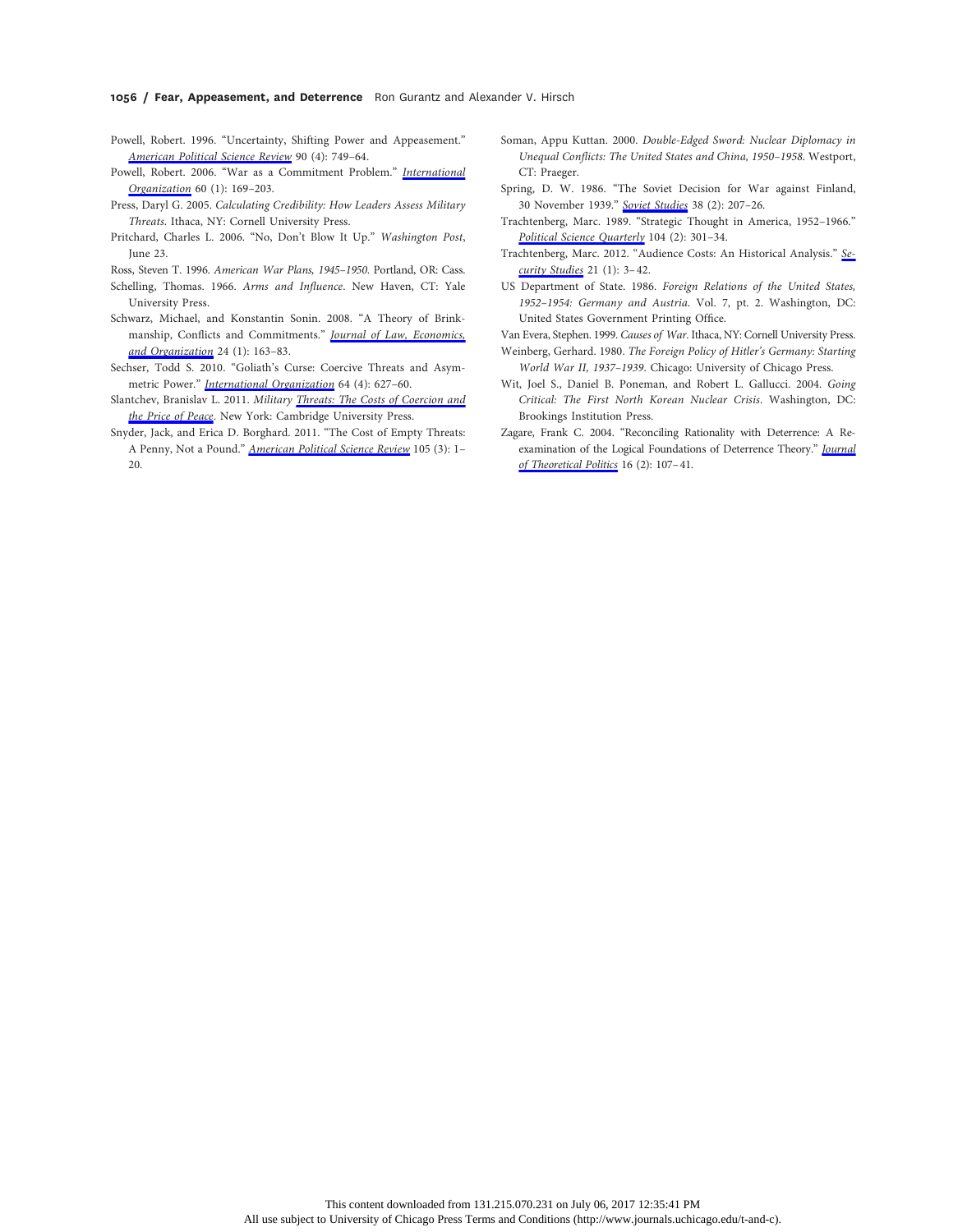Powell, Robert. 1996. "Uncertainty, Shifting Power and Appeasement." *American Political Science Review* 90 (4): 749–64.

Powell, Robert. 2006. "War as a Commitment Problem." *International Organization* 60 (1): 169–203.

Press, Daryl G. 2005. *Calculating Credibility: How Leaders Assess Military Threats*. Ithaca, NY: Cornell University Press.

Pritchard, Charles L. 2006. "No, Don't Blow It Up." *Washington Post*, June 23.

Ross, Steven T. 1996. *American War Plans, 1945–1950*. Portland, OR: Cass.

Schelling, Thomas. 1966. *Arms and Influence*. New Haven, CT: Yale University Press.

Schwarz, Michael, and Konstantin Sonin. 2008. "A Theory of Brinkmanship, Conflicts and Commitments." *Journal of Law, Economics, and Organization* 24 (1): 163–83.

Sechser, Todd S. 2010. "Goliath's Curse: Coercive Threats and Asymmetric Power." *International Organization* 64 (4): 627–60.

Slantchev, Branislav L. 2011. *Military Threats: The Costs of Coercion and the Price of Peace*. New York: Cambridge University Press.

Snyder, Jack, and Erica D. Borghard. 2011. "The Cost of Empty Threats: A Penny, Not a Pound." *American Political Science Review* 105 (3): 1–20.

Soman, Appu Kuttan. 2000. *Double-Edged Sword: Nuclear Diplomacy in Unequal Conflicts: The United States and China, 1950–1958*. Westport, CT: Praeger.

Spring, D. W. 1986. "The Soviet Decision for War against Finland, 30 November 1939." *Soviet Studies* 38 (2): 207–26.

Trachtenberg, Marc. 1989. "Strategic Thought in America, 1952–1966." *Political Science Quarterly* 104 (2): 301–34.

Trachtenberg, Marc. 2012. "Audience Costs: An Historical Analysis." *Security Studies* 21 (1): 3–42.

US Department of State. 1986. *Foreign Relations of the United States, 1952–1954: Germany and Austria*. Vol. 7, pt. 2. Washington, DC: United States Government Printing Office.

Van Evera, Stephen. 1999. *Causes of War*. Ithaca, NY: Cornell University Press.

Weinberg, Gerhard. 1980. *The Foreign Policy of Hitler's Germany: Starting World War II, 1937–1939*. Chicago: University of Chicago Press.

Wit, Joel S., Daniel B. Poneman, and Robert L. Gallucci. 2004. *Going Critical: The First North Korean Nuclear Crisis*. Washington, DC: Brookings Institution Press.

Zagare, Frank C. 2004. "Reconciling Rationality with Deterrence: A Re-examination of the Logical Foundations of Deterrence Theory." *Journal of Theoretical Politics* 16 (2): 107–41.